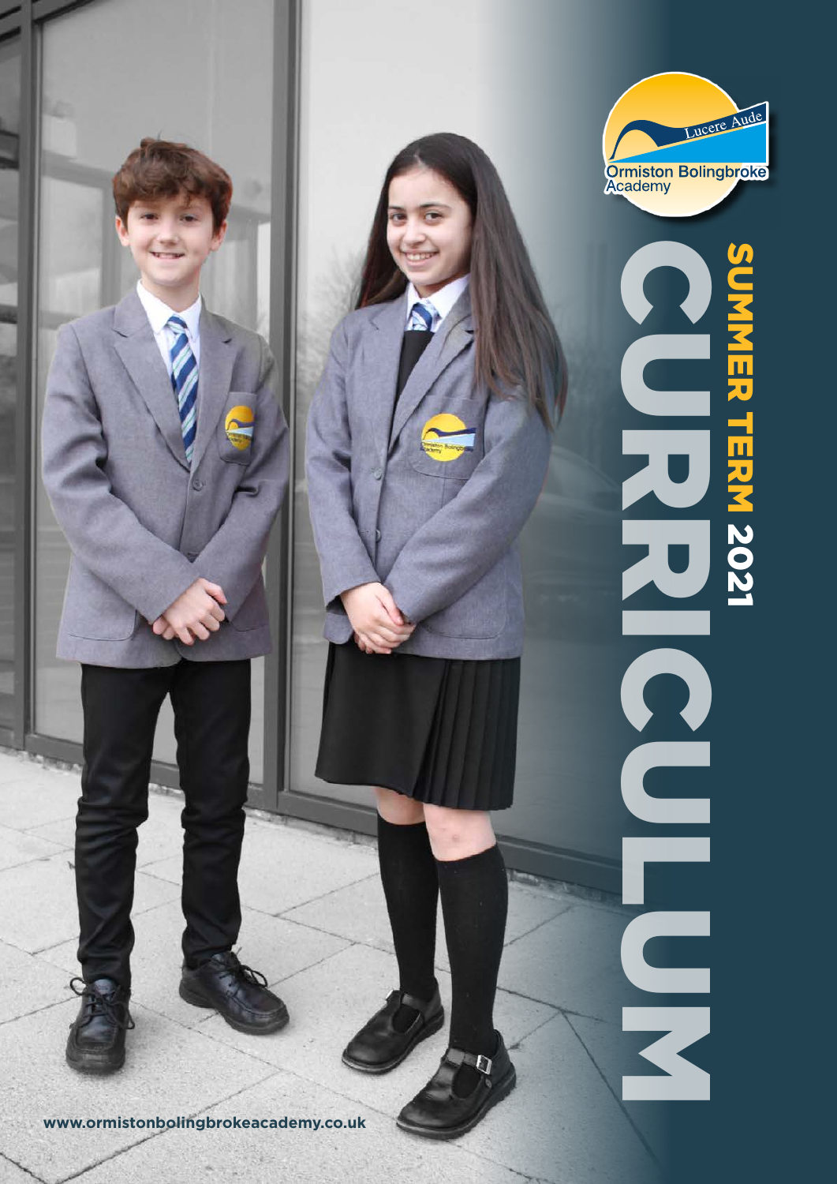Ormiston Bolingbroke Academy

Lucere Aude

# CURRICULUM

## SUMMER TERM 2021

www.ormistonbolingbrokeacademy.co.uk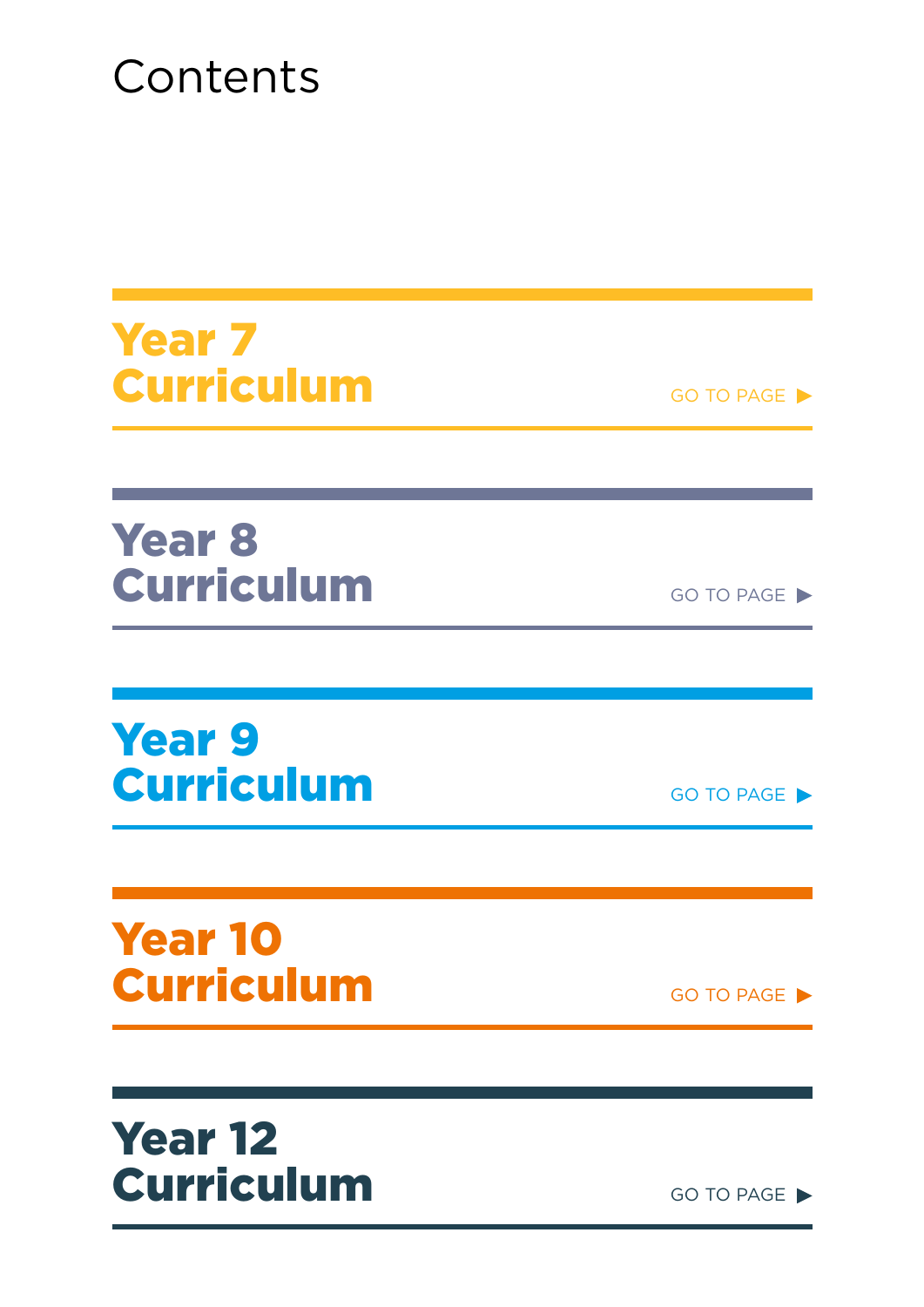# Contents

## Year 7 Curriculum

GO TO PAGE ▶

## Year 8 Curriculum

GO TO PAGE ▶

## Year 9 Curriculum

GO TO PAGE ▶

## Year 10 Curriculum

GO TO PAGE ▶

## Year 12 Curriculum

GO TO PAGE ▶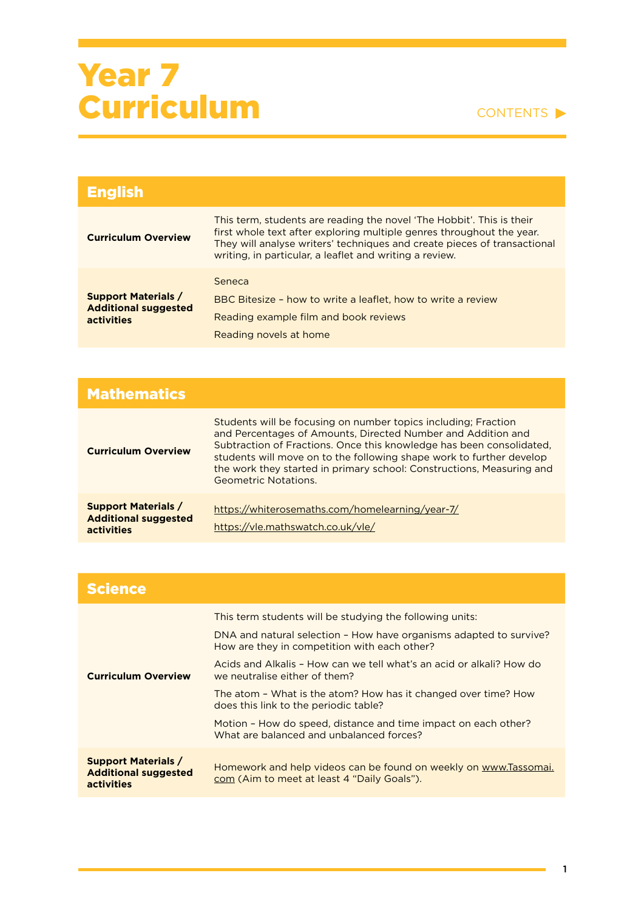# Year 7 Curriculum

CONTENTS ▶

## English

| | |
|---|---|
| **Curriculum Overview** | This term, students are reading the novel 'The Hobbit'. This is their first whole text after exploring multiple genres throughout the year. They will analyse writers' techniques and create pieces of transactional writing, in particular, a leaflet and writing a review. |
| **Support Materials / Additional suggested activities** | Seneca<br>BBC Bitesize – how to write a leaflet, how to write a review<br>Reading example film and book reviews<br>Reading novels at home |

## Mathematics

| | |
|---|---|
| **Curriculum Overview** | Students will be focusing on number topics including; Fraction and Percentages of Amounts, Directed Number and Addition and Subtraction of Fractions. Once this knowledge has been consolidated, students will move on to the following shape work to further develop the work they started in primary school: Constructions, Measuring and Geometric Notations. |
| **Support Materials / Additional suggested activities** | https://whiterosemaths.com/homelearning/year-7/<br>https://vle.mathswatch.co.uk/vle/ |

## Science

| | |
|---|---|
| **Curriculum Overview** | This term students will be studying the following units:<br>DNA and natural selection – How have organisms adapted to survive? How are they in competition with each other?<br>Acids and Alkalis – How can we tell what's an acid or alkali? How do we neutralise either of them?<br>The atom – What is the atom? How has it changed over time? How does this link to the periodic table?<br>Motion – How do speed, distance and time impact on each other? What are balanced and unbalanced forces? |
| **Support Materials / Additional suggested activities** | Homework and help videos can be found on weekly on www.Tassomai.com (Aim to meet at least 4 "Daily Goals"). |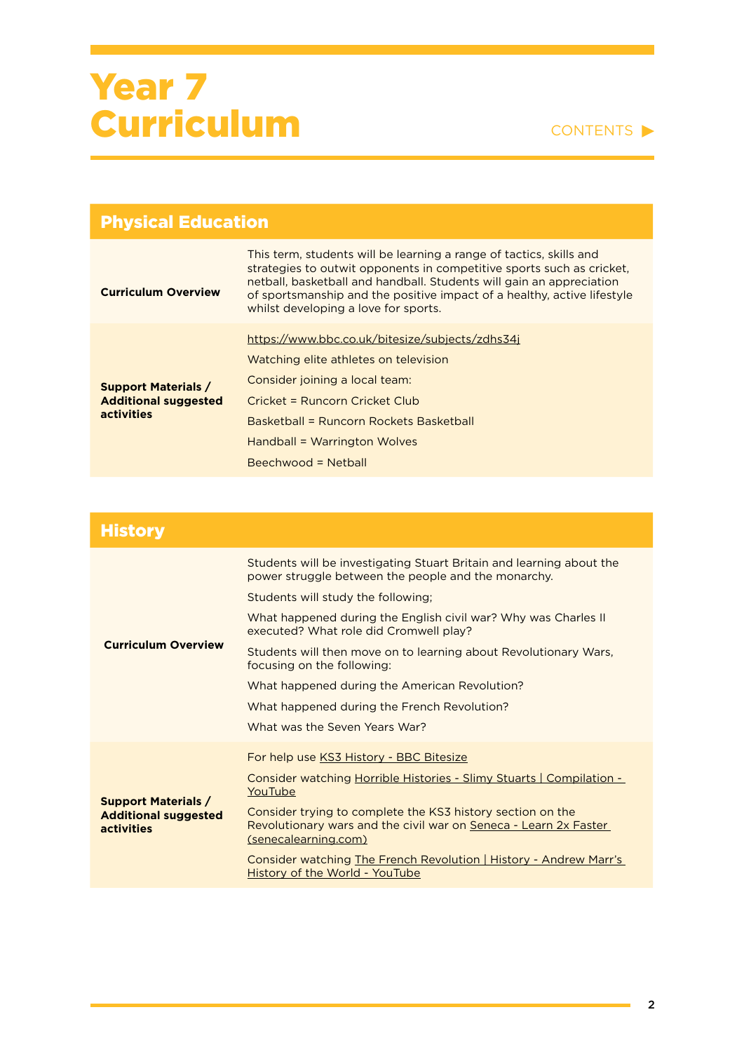# Year 7 Curriculum

CONTENTS ▶

## Physical Education

| | |
|---|---|
| **Curriculum Overview** | This term, students will be learning a range of tactics, skills and strategies to outwit opponents in competitive sports such as cricket, netball, basketball and handball. Students will gain an appreciation of sportsmanship and the positive impact of a healthy, active lifestyle whilst developing a love for sports. |
| **Support Materials / Additional suggested activities** | https://www.bbc.co.uk/bitesize/subjects/zdhs34j<br>Watching elite athletes on television<br>Consider joining a local team:<br>Cricket = Runcorn Cricket Club<br>Basketball = Runcorn Rockets Basketball<br>Handball = Warrington Wolves<br>Beechwood = Netball |

## History

| | |
|---|---|
| **Curriculum Overview** | Students will be investigating Stuart Britain and learning about the power struggle between the people and the monarchy.<br>Students will study the following;<br>What happened during the English civil war? Why was Charles II executed? What role did Cromwell play?<br>Students will then move on to learning about Revolutionary Wars, focusing on the following:<br>What happened during the American Revolution?<br>What happened during the French Revolution?<br>What was the Seven Years War? |
| **Support Materials / Additional suggested activities** | For help use KS3 History - BBC Bitesize<br>Consider watching Horrible Histories - Slimy Stuarts \| Compilation - YouTube<br>Consider trying to complete the KS3 history section on the Revolutionary wars and the civil war on Seneca - Learn 2x Faster (senecalearning.com)<br>Consider watching The French Revolution \| History - Andrew Marr's History of the World - YouTube |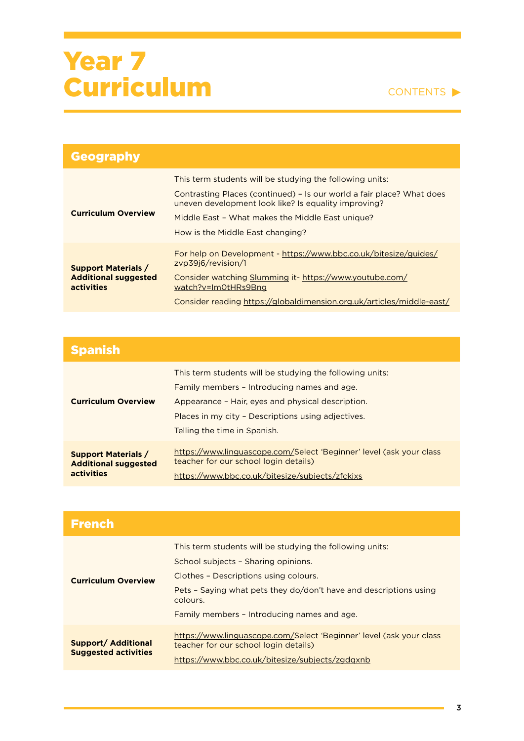# Year 7 Curriculum

CONTENTS ▶

## Geography

| | |
|---|---|
| **Curriculum Overview** | This term students will be studying the following units:<br>Contrasting Places (continued) – Is our world a fair place? What does uneven development look like? Is equality improving?<br>Middle East – What makes the Middle East unique?<br>How is the Middle East changing? |
| **Support Materials / Additional suggested activities** | For help on Development - https://www.bbc.co.uk/bitesize/guides/zvp39j6/revision/1<br>Consider watching Slumming it- https://www.youtube.com/watch?v=Im0tHRs9Bng<br>Consider reading https://globaldimension.org.uk/articles/middle-east/ |

## Spanish

| | |
|---|---|
| **Curriculum Overview** | This term students will be studying the following units:<br>Family members – Introducing names and age.<br>Appearance – Hair, eyes and physical description.<br>Places in my city – Descriptions using adjectives.<br>Telling the time in Spanish. |
| **Support Materials / Additional suggested activities** | https://www.linguascope.com/Select 'Beginner' level (ask your class teacher for our school login details)<br>https://www.bbc.co.uk/bitesize/subjects/zfckjxs |

## French

| | |
|---|---|
| **Curriculum Overview** | This term students will be studying the following units:<br>School subjects – Sharing opinions.<br>Clothes – Descriptions using colours.<br>Pets – Saying what pets they do/don't have and descriptions using colours.<br>Family members – Introducing names and age. |
| **Support/ Additional Suggested activities** | https://www.linguascope.com/Select 'Beginner' level (ask your class teacher for our school login details)<br>https://www.bbc.co.uk/bitesize/subjects/zgdqxnb |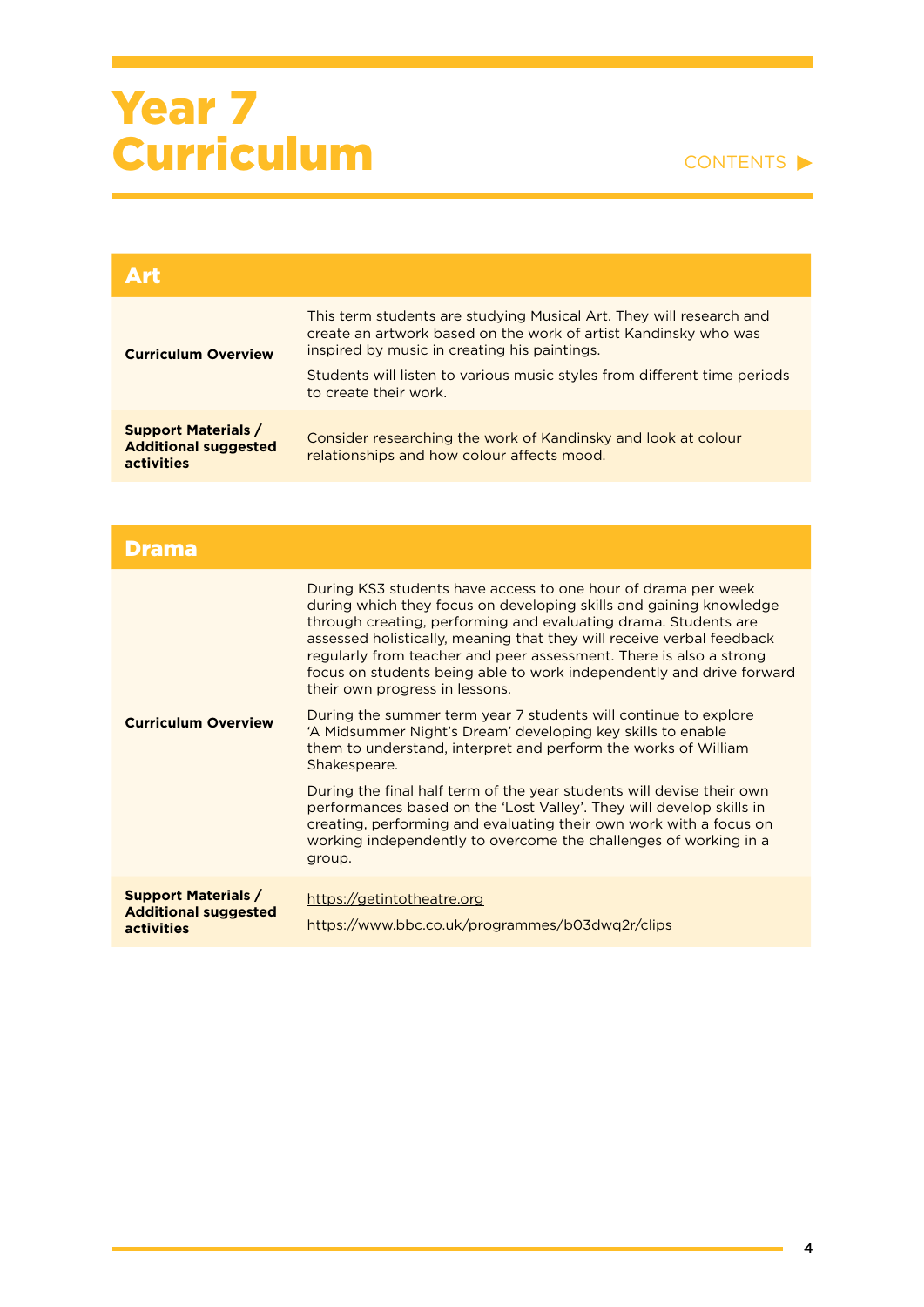# Year 7 Curriculum

CONTENTS ▶

## Art

| | |
|---|---|
| **Curriculum Overview** | This term students are studying Musical Art. They will research and create an artwork based on the work of artist Kandinsky who was inspired by music in creating his paintings.<br><br>Students will listen to various music styles from different time periods to create their work. |
| **Support Materials / Additional suggested activities** | Consider researching the work of Kandinsky and look at colour relationships and how colour affects mood. |

## Drama

| | |
|---|---|
| **Curriculum Overview** | During KS3 students have access to one hour of drama per week during which they focus on developing skills and gaining knowledge through creating, performing and evaluating drama. Students are assessed holistically, meaning that they will receive verbal feedback regularly from teacher and peer assessment. There is also a strong focus on students being able to work independently and drive forward their own progress in lessons.<br><br>During the summer term year 7 students will continue to explore 'A Midsummer Night's Dream' developing key skills to enable them to understand, interpret and perform the works of William Shakespeare.<br><br>During the final half term of the year students will devise their own performances based on the 'Lost Valley'. They will develop skills in creating, performing and evaluating their own work with a focus on working independently to overcome the challenges of working in a group. |
| **Support Materials / Additional suggested activities** | https://getintotheatre.org<br><br>https://www.bbc.co.uk/programmes/b03dwq2r/clips |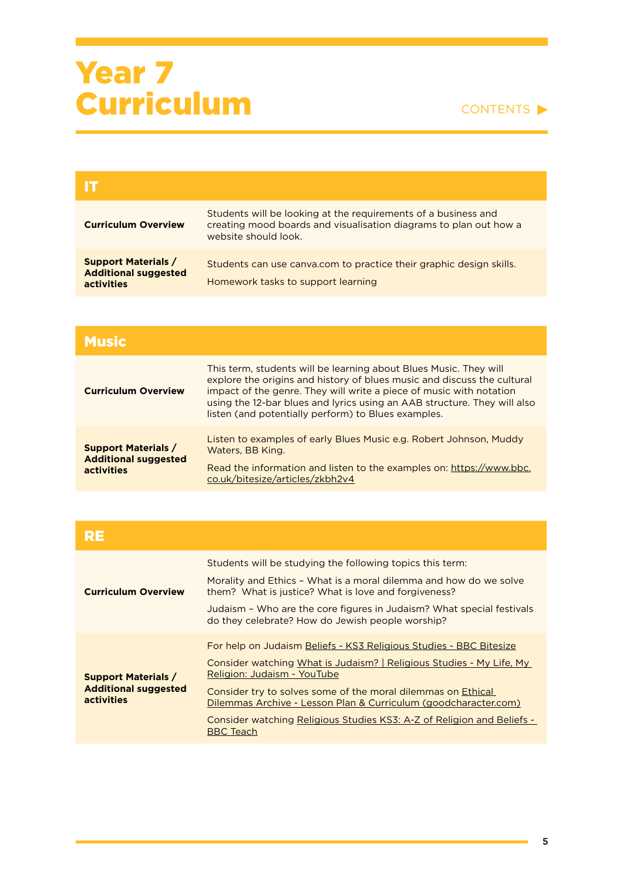# Year 7 Curriculum

CONTENTS ▶

| IT | |
|---|---|
| **Curriculum Overview** | Students will be looking at the requirements of a business and creating mood boards and visualisation diagrams to plan out how a website should look. |
| **Support Materials / Additional suggested activities** | Students can use canva.com to practice their graphic design skills.<br><br>Homework tasks to support learning |

| Music | |
|---|---|
| **Curriculum Overview** | This term, students will be learning about Blues Music. They will explore the origins and history of blues music and discuss the cultural impact of the genre. They will write a piece of music with notation using the 12-bar blues and lyrics using an AAB structure. They will also listen (and potentially perform) to Blues examples. |
| **Support Materials / Additional suggested activities** | Listen to examples of early Blues Music e.g. Robert Johnson, Muddy Waters, BB King.<br><br>Read the information and listen to the examples on: https://www.bbc.co.uk/bitesize/articles/zkbh2v4 |

| RE | |
|---|---|
| **Curriculum Overview** | Students will be studying the following topics this term:<br><br>Morality and Ethics – What is a moral dilemma and how do we solve them? What is justice? What is love and forgiveness?<br><br>Judaism – Who are the core figures in Judaism? What special festivals do they celebrate? How do Jewish people worship? |
| **Support Materials / Additional suggested activities** | For help on Judaism Beliefs - KS3 Religious Studies - BBC Bitesize<br><br>Consider watching What is Judaism? \| Religious Studies - My Life, My Religion: Judaism - YouTube<br><br>Consider try to solves some of the moral dilemmas on Ethical Dilemmas Archive - Lesson Plan & Curriculum (goodcharacter.com)<br><br>Consider watching Religious Studies KS3: A-Z of Religion and Beliefs - BBC Teach |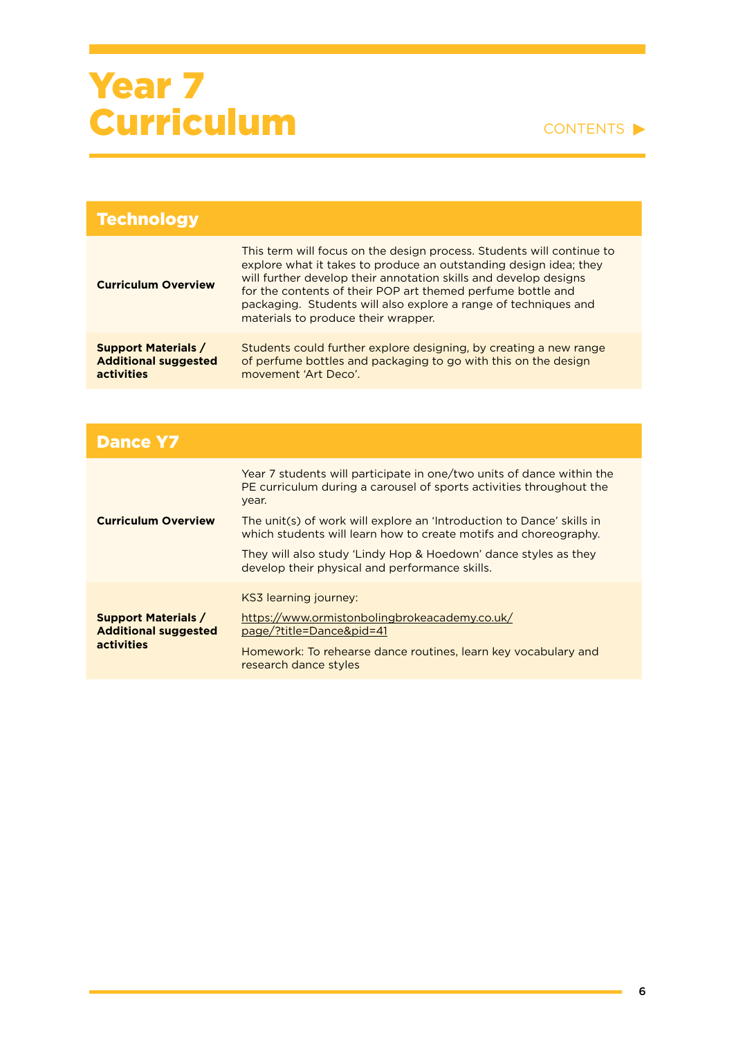# Year 7 Curriculum

CONTENTS ▶

| Technology | |
|---|---|
| **Curriculum Overview** | This term will focus on the design process. Students will continue to explore what it takes to produce an outstanding design idea; they will further develop their annotation skills and develop designs for the contents of their POP art themed perfume bottle and packaging. Students will also explore a range of techniques and materials to produce their wrapper. |
| **Support Materials / Additional suggested activities** | Students could further explore designing, by creating a new range of perfume bottles and packaging to go with this on the design movement 'Art Deco'. |

| Dance Y7 | |
|---|---|
| **Curriculum Overview** | Year 7 students will participate in one/two units of dance within the PE curriculum during a carousel of sports activities throughout the year.<br><br>The unit(s) of work will explore an 'Introduction to Dance' skills in which students will learn how to create motifs and choreography.<br><br>They will also study 'Lindy Hop & Hoedown' dance styles as they develop their physical and performance skills. |
| **Support Materials / Additional suggested activities** | KS3 learning journey:<br><br>https://www.ormistonbolingbrokeacademy.co.uk/page/?title=Dance&pid=41<br><br>Homework: To rehearse dance routines, learn key vocabulary and research dance styles |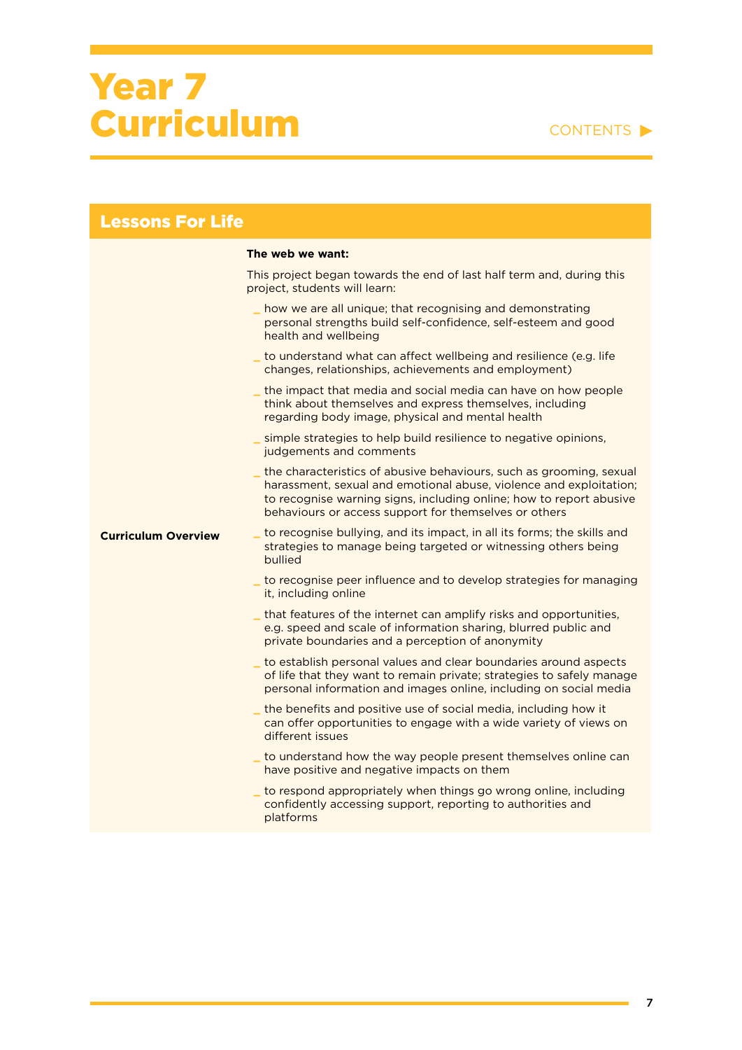# Year 7 Curriculum

CONTENTS ▶

## Lessons For Life

| | |
|---|---|
| **Curriculum Overview** | **The web we want:**<br><br>This project began towards the end of last half term and, during this project, students will learn:<br><br>_ how we are all unique; that recognising and demonstrating personal strengths build self-confidence, self-esteem and good health and wellbeing<br>_ to understand what can affect wellbeing and resilience (e.g. life changes, relationships, achievements and employment)<br>_ the impact that media and social media can have on how people think about themselves and express themselves, including regarding body image, physical and mental health<br>_ simple strategies to help build resilience to negative opinions, judgements and comments<br>_ the characteristics of abusive behaviours, such as grooming, sexual harassment, sexual and emotional abuse, violence and exploitation; to recognise warning signs, including online; how to report abusive behaviours or access support for themselves or others<br>_ to recognise bullying, and its impact, in all its forms; the skills and strategies to manage being targeted or witnessing others being bullied<br>_ to recognise peer influence and to develop strategies for managing it, including online<br>_ that features of the internet can amplify risks and opportunities, e.g. speed and scale of information sharing, blurred public and private boundaries and a perception of anonymity<br>_ to establish personal values and clear boundaries around aspects of life that they want to remain private; strategies to safely manage personal information and images online, including on social media<br>_ the benefits and positive use of social media, including how it can offer opportunities to engage with a wide variety of views on different issues<br>_ to understand how the way people present themselves online can have positive and negative impacts on them<br>_ to respond appropriately when things go wrong online, including confidently accessing support, reporting to authorities and platforms |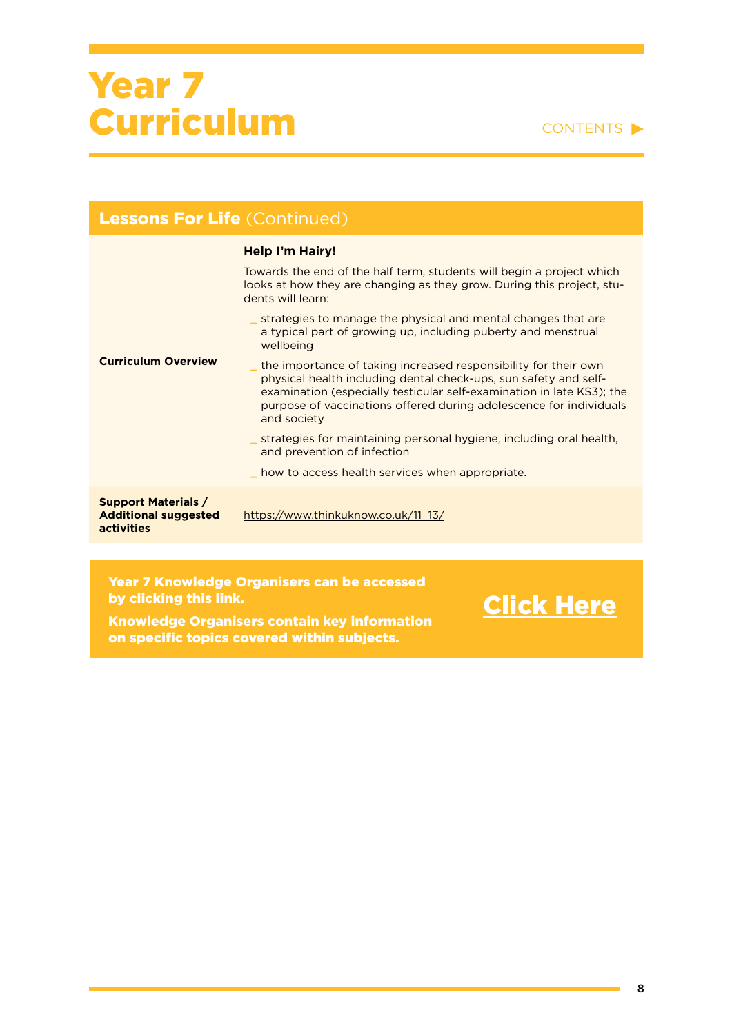# Year 7 Curriculum

CONTENTS ▶

## Lessons For Life (Continued)

| | |
|---|---|
| **Curriculum Overview** | **Help I'm Hairy!**<br><br>Towards the end of the half term, students will begin a project which looks at how they are changing as they grow. During this project, students will learn:<br><br>_ strategies to manage the physical and mental changes that are a typical part of growing up, including puberty and menstrual wellbeing<br><br>_ the importance of taking increased responsibility for their own physical health including dental check-ups, sun safety and self-examination (especially testicular self-examination in late KS3); the purpose of vaccinations offered during adolescence for individuals and society<br><br>_ strategies for maintaining personal hygiene, including oral health, and prevention of infection<br><br>_ how to access health services when appropriate. |
| **Support Materials / Additional suggested activities** | https://www.thinkuknow.co.uk/11_13/ |

**Year 7 Knowledge Organisers can be accessed by clicking this link.**

**Knowledge Organisers contain key information on specific topics covered within subjects.**

**Click Here**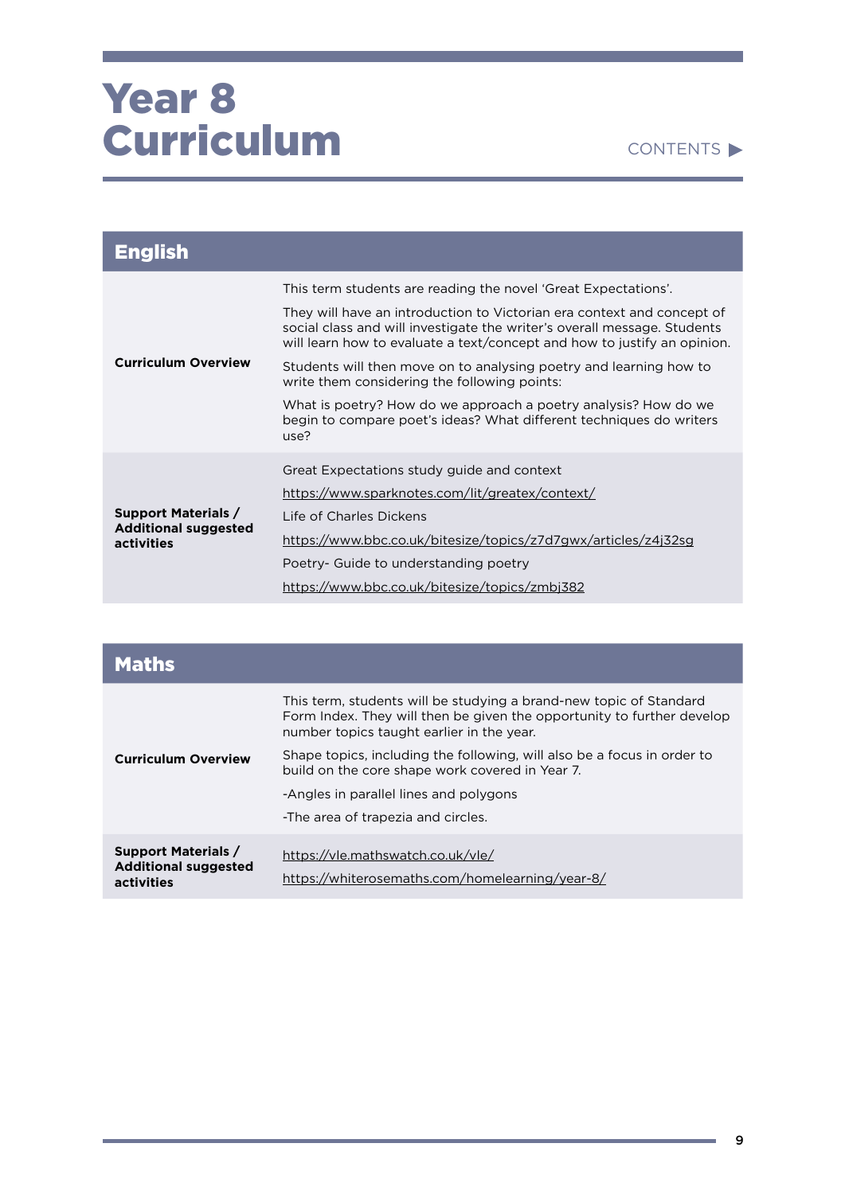# Year 8 Curriculum

CONTENTS ▶

## English

| | |
|---|---|
| **Curriculum Overview** | This term students are reading the novel 'Great Expectations'.<br><br>They will have an introduction to Victorian era context and concept of social class and will investigate the writer's overall message. Students will learn how to evaluate a text/concept and how to justify an opinion.<br><br>Students will then move on to analysing poetry and learning how to write them considering the following points:<br><br>What is poetry? How do we approach a poetry analysis? How do we begin to compare poet's ideas? What different techniques do writers use? |
| **Support Materials / Additional suggested activities** | Great Expectations study guide and context<br><br>https://www.sparknotes.com/lit/greatex/context/<br><br>Life of Charles Dickens<br><br>https://www.bbc.co.uk/bitesize/topics/z7d7gwx/articles/z4j32sg<br><br>Poetry- Guide to understanding poetry<br><br>https://www.bbc.co.uk/bitesize/topics/zmbj382 |

## Maths

| | |
|---|---|
| **Curriculum Overview** | This term, students will be studying a brand-new topic of Standard Form Index. They will then be given the opportunity to further develop number topics taught earlier in the year.<br><br>Shape topics, including the following, will also be a focus in order to build on the core shape work covered in Year 7.<br><br>-Angles in parallel lines and polygons<br><br>-The area of trapezia and circles. |
| **Support Materials / Additional suggested activities** | https://vle.mathswatch.co.uk/vle/<br><br>https://whiterosemaths.com/homelearning/year-8/ |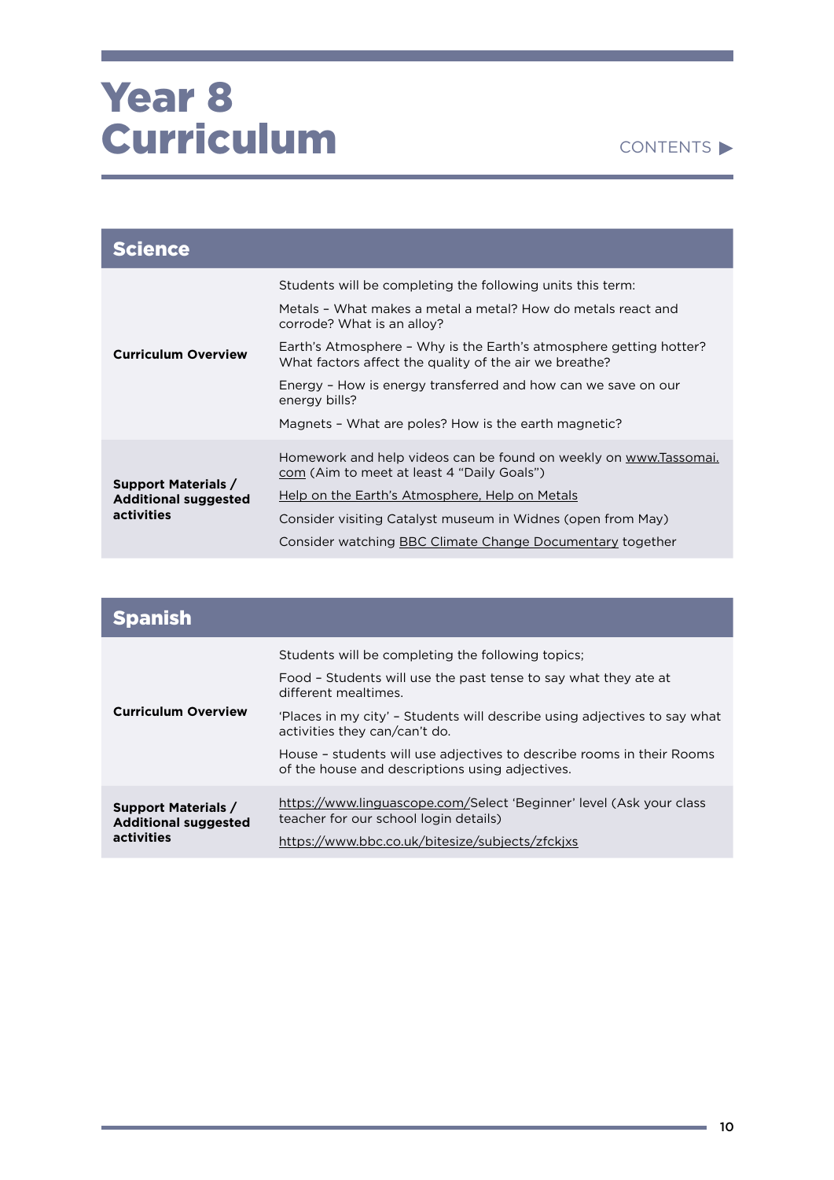# Year 8 Curriculum

CONTENTS ▶

## Science

| | |
|---|---|
| **Curriculum Overview** | Students will be completing the following units this term:<br><br>Metals – What makes a metal a metal? How do metals react and corrode? What is an alloy?<br><br>Earth's Atmosphere – Why is the Earth's atmosphere getting hotter? What factors affect the quality of the air we breathe?<br><br>Energy – How is energy transferred and how can we save on our energy bills?<br><br>Magnets – What are poles? How is the earth magnetic? |
| **Support Materials / Additional suggested activities** | Homework and help videos can be found on weekly on www.Tassomai.com (Aim to meet at least 4 "Daily Goals")<br><br>Help on the Earth's Atmosphere, Help on Metals<br><br>Consider visiting Catalyst museum in Widnes (open from May)<br><br>Consider watching BBC Climate Change Documentary together |

## Spanish

| | |
|---|---|
| **Curriculum Overview** | Students will be completing the following topics;<br><br>Food – Students will use the past tense to say what they ate at different mealtimes.<br><br>'Places in my city' – Students will describe using adjectives to say what activities they can/can't do.<br><br>House – students will use adjectives to describe rooms in their Rooms of the house and descriptions using adjectives. |
| **Support Materials / Additional suggested activities** | https://www.linguascope.com/Select 'Beginner' level (Ask your class teacher for our school login details)<br><br>https://www.bbc.co.uk/bitesize/subjects/zfckjxs |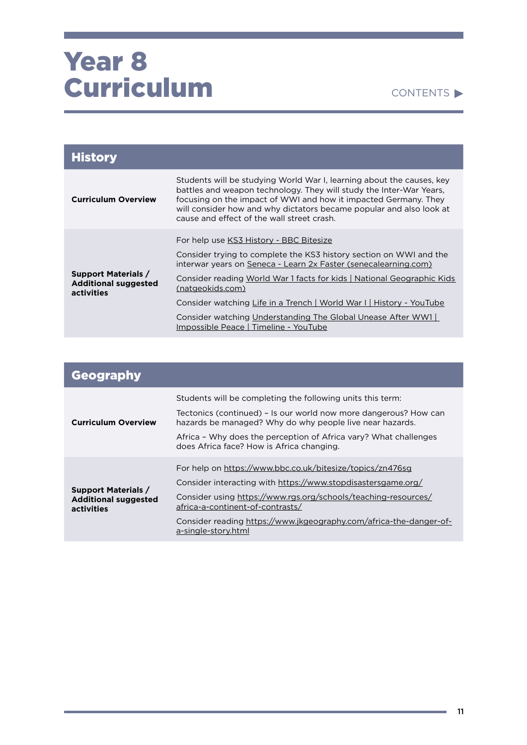# Year 8 Curriculum

CONTENTS ▶

## History

| | |
|---|---|
| **Curriculum Overview** | Students will be studying World War I, learning about the causes, key battles and weapon technology. They will study the Inter-War Years, focusing on the impact of WWI and how it impacted Germany. They will consider how and why dictators became popular and also look at cause and effect of the wall street crash. |
| **Support Materials / Additional suggested activities** | For help use KS3 History - BBC Bitesize<br><br>Consider trying to complete the KS3 history section on WWI and the interwar years on Seneca - Learn 2x Faster (senecalearning.com)<br><br>Consider reading World War 1 facts for kids \| National Geographic Kids (natgeokids.com)<br><br>Consider watching Life in a Trench \| World War I \| History - YouTube<br><br>Consider watching Understanding The Global Unease After WW1 \| Impossible Peace \| Timeline - YouTube |

## Geography

| | |
|---|---|
| **Curriculum Overview** | Students will be completing the following units this term:<br><br>Tectonics (continued) – Is our world now more dangerous? How can hazards be managed? Why do why people live near hazards.<br><br>Africa – Why does the perception of Africa vary? What challenges does Africa face? How is Africa changing. |
| **Support Materials / Additional suggested activities** | For help on https://www.bbc.co.uk/bitesize/topics/zn476sg<br><br>Consider interacting with https://www.stopdisastersgame.org/<br><br>Consider using https://www.rgs.org/schools/teaching-resources/africa-a-continent-of-contrasts/<br><br>Consider reading https://www.jkgeography.com/africa-the-danger-of-a-single-story.html |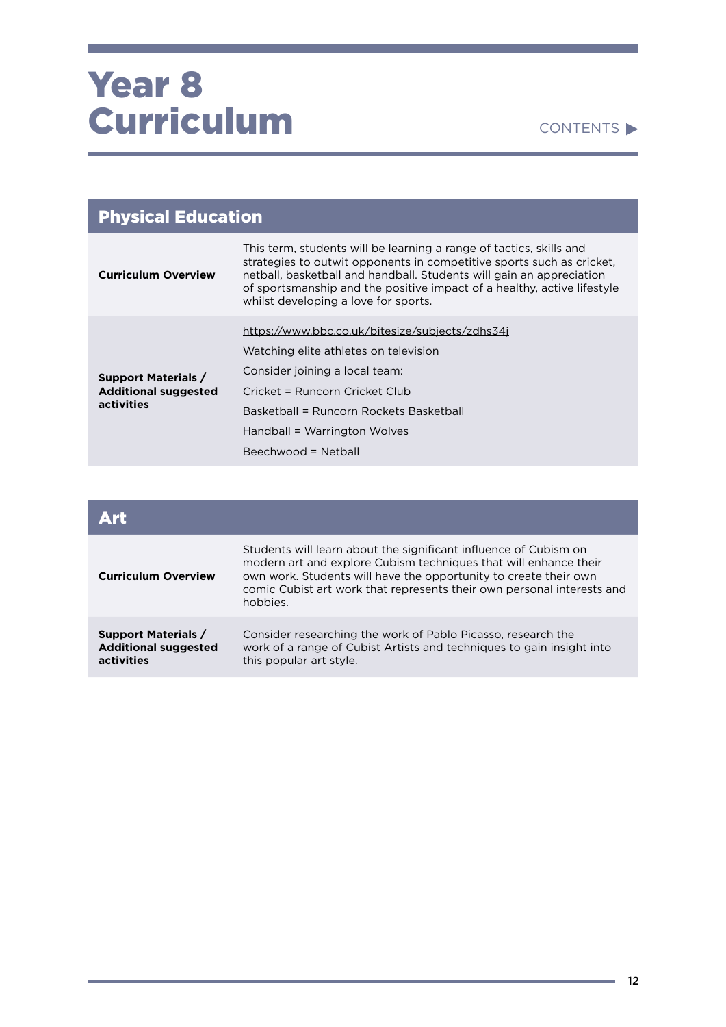# Year 8 Curriculum

CONTENTS ▶

| Physical Education | |
| --- | --- |
| **Curriculum Overview** | This term, students will be learning a range of tactics, skills and strategies to outwit opponents in competitive sports such as cricket, netball, basketball and handball. Students will gain an appreciation of sportsmanship and the positive impact of a healthy, active lifestyle whilst developing a love for sports. |
| **Support Materials / Additional suggested activities** | https://www.bbc.co.uk/bitesize/subjects/zdhs34j<br>Watching elite athletes on television<br>Consider joining a local team:<br>Cricket = Runcorn Cricket Club<br>Basketball = Runcorn Rockets Basketball<br>Handball = Warrington Wolves<br>Beechwood = Netball |

| Art | |
| --- | --- |
| **Curriculum Overview** | Students will learn about the significant influence of Cubism on modern art and explore Cubism techniques that will enhance their own work. Students will have the opportunity to create their own comic Cubist art work that represents their own personal interests and hobbies. |
| **Support Materials / Additional suggested activities** | Consider researching the work of Pablo Picasso, research the work of a range of Cubist Artists and techniques to gain insight into this popular art style. |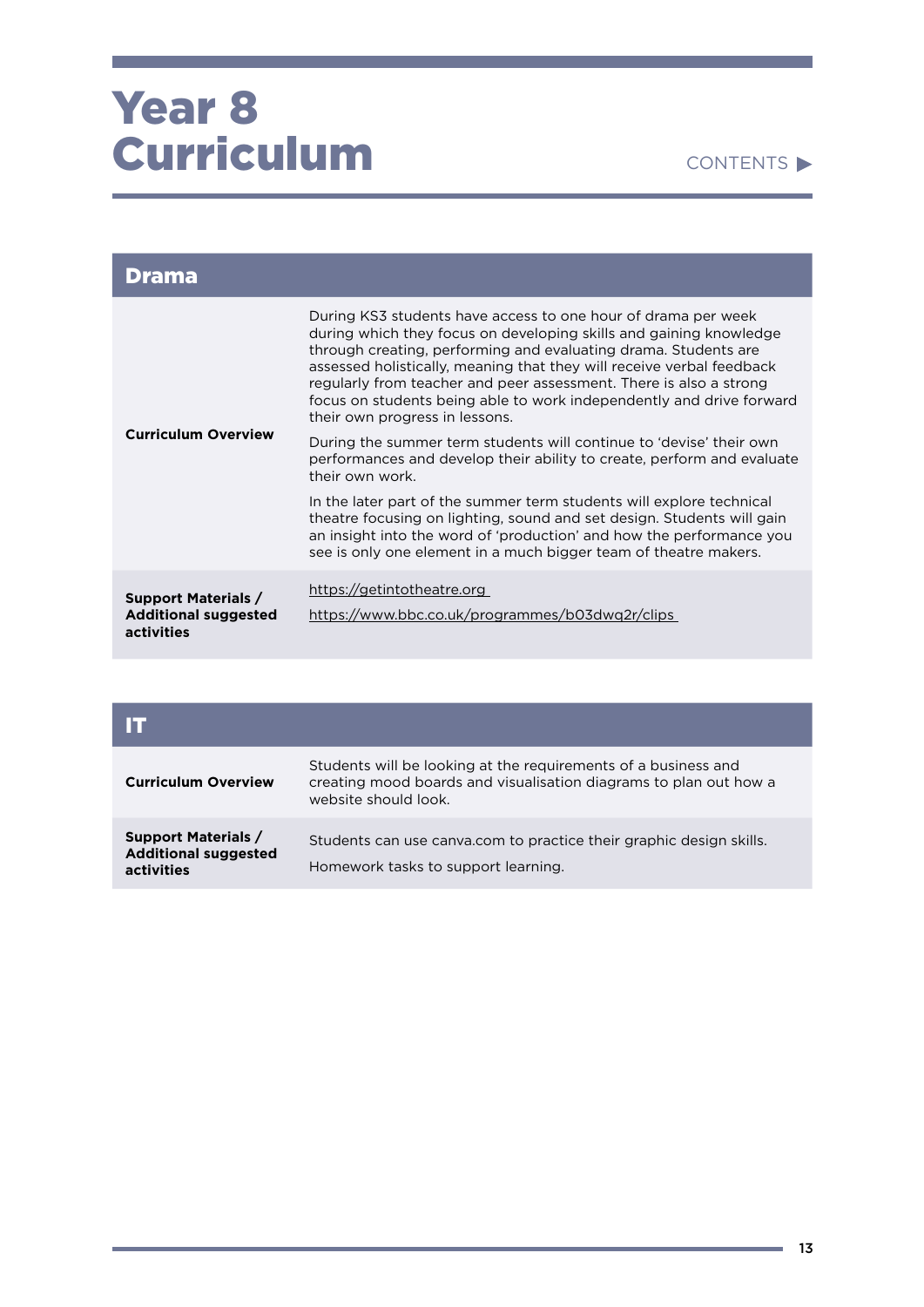# Year 8 Curriculum

CONTENTS ▶

## Drama

| | |
|---|---|
| **Curriculum Overview** | During KS3 students have access to one hour of drama per week during which they focus on developing skills and gaining knowledge through creating, performing and evaluating drama. Students are assessed holistically, meaning that they will receive verbal feedback regularly from teacher and peer assessment. There is also a strong focus on students being able to work independently and drive forward their own progress in lessons.<br><br>During the summer term students will continue to 'devise' their own performances and develop their ability to create, perform and evaluate their own work.<br><br>In the later part of the summer term students will explore technical theatre focusing on lighting, sound and set design. Students will gain an insight into the word of 'production' and how the performance you see is only one element in a much bigger team of theatre makers. |
| **Support Materials / Additional suggested activities** | https://getintotheatre.org<br>https://www.bbc.co.uk/programmes/b03dwq2r/clips |

## IT

| | |
|---|---|
| **Curriculum Overview** | Students will be looking at the requirements of a business and creating mood boards and visualisation diagrams to plan out how a website should look. |
| **Support Materials / Additional suggested activities** | Students can use canva.com to practice their graphic design skills.<br><br>Homework tasks to support learning. |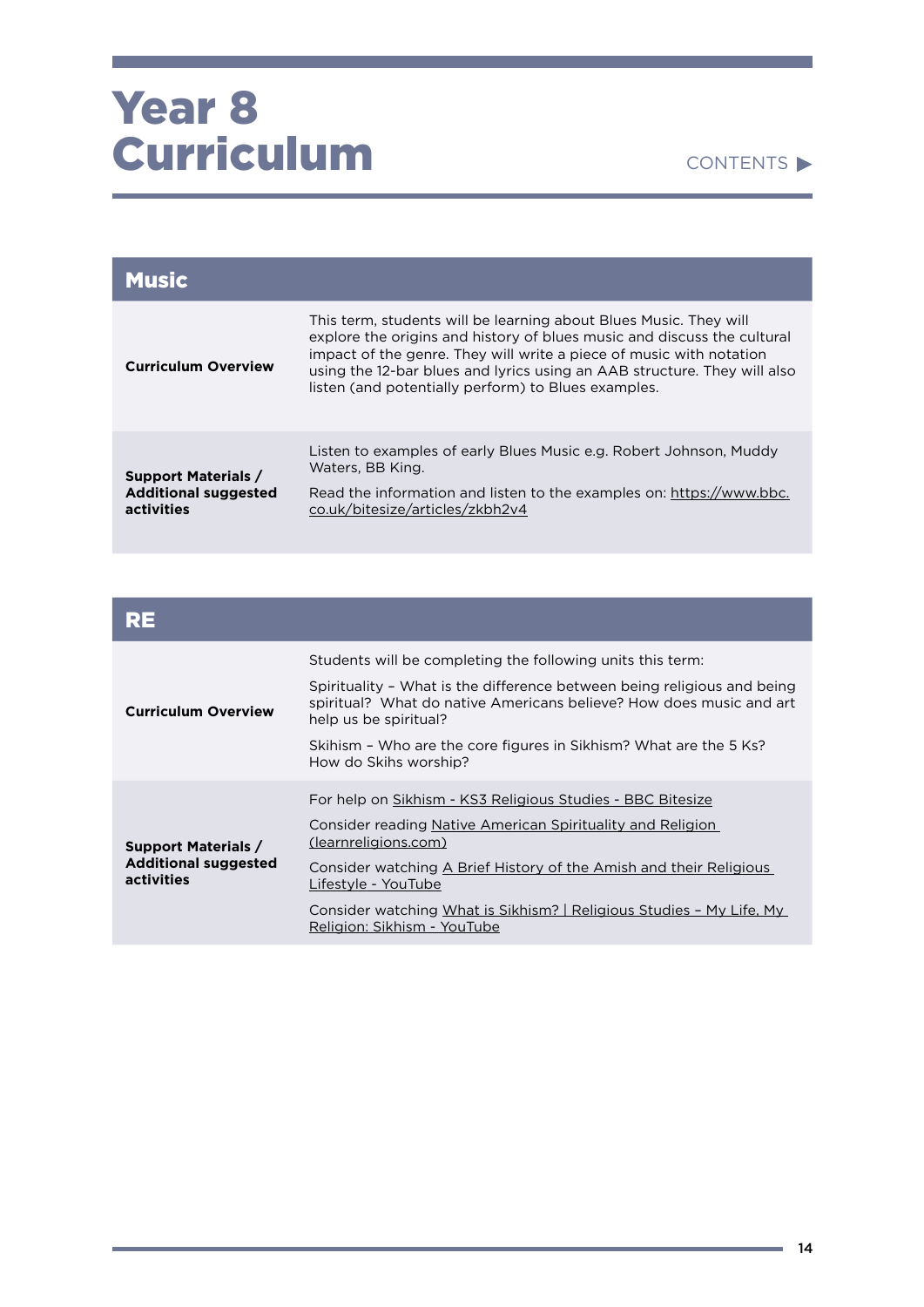# Year 8 Curriculum

CONTENTS ▶

## Music

| | |
|---|---|
| **Curriculum Overview** | This term, students will be learning about Blues Music. They will explore the origins and history of blues music and discuss the cultural impact of the genre. They will write a piece of music with notation using the 12-bar blues and lyrics using an AAB structure. They will also listen (and potentially perform) to Blues examples. |
| **Support Materials / Additional suggested activities** | Listen to examples of early Blues Music e.g. Robert Johnson, Muddy Waters, BB King.<br><br>Read the information and listen to the examples on: https://www.bbc.co.uk/bitesize/articles/zkbh2v4 |

## RE

| | |
|---|---|
| **Curriculum Overview** | Students will be completing the following units this term:<br><br>Spirituality – What is the difference between being religious and being spiritual? What do native Americans believe? How does music and art help us be spiritual?<br><br>Skihism – Who are the core figures in Sikhism? What are the 5 Ks? How do Skihs worship? |
| **Support Materials / Additional suggested activities** | For help on Sikhism - KS3 Religious Studies - BBC Bitesize<br><br>Consider reading Native American Spirituality and Religion (learnreligions.com)<br><br>Consider watching A Brief History of the Amish and their Religious Lifestyle - YouTube<br><br>Consider watching What is Sikhism? \| Religious Studies – My Life, My Religion: Sikhism - YouTube |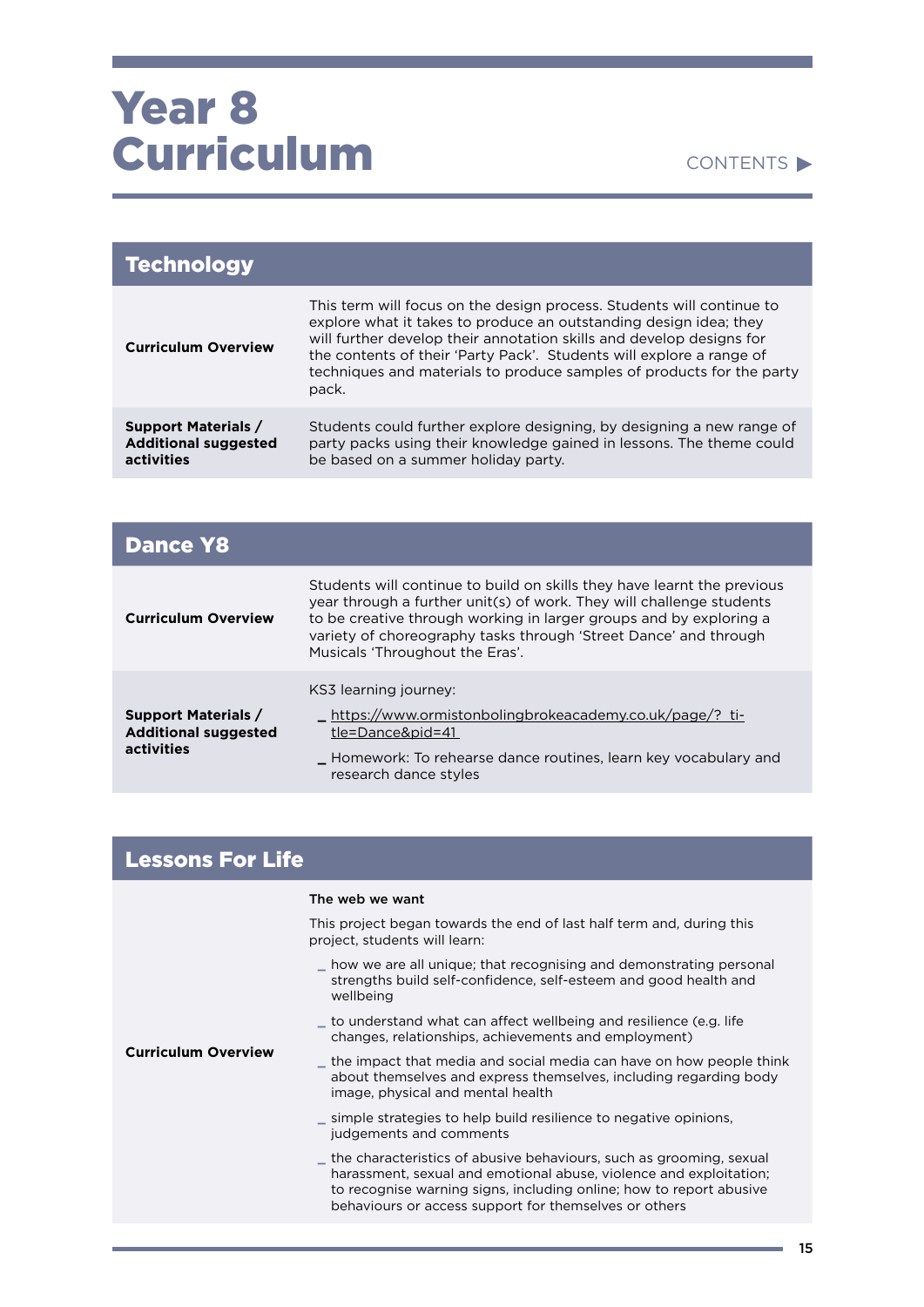# Year 8 Curriculum

CONTENTS ▶

## Technology

| | |
|---|---|
| **Curriculum Overview** | This term will focus on the design process. Students will continue to explore what it takes to produce an outstanding design idea; they will further develop their annotation skills and develop designs for the contents of their 'Party Pack'. Students will explore a range of techniques and materials to produce samples of products for the party pack. |
| **Support Materials / Additional suggested activities** | Students could further explore designing, by designing a new range of party packs using their knowledge gained in lessons. The theme could be based on a summer holiday party. |

## Dance Y8

| | |
|---|---|
| **Curriculum Overview** | Students will continue to build on skills they have learnt the previous year through a further unit(s) of work. They will challenge students to be creative through working in larger groups and by exploring a variety of choreography tasks through 'Street Dance' and through Musicals 'Throughout the Eras'. |
| **Support Materials / Additional suggested activities** | KS3 learning journey:<br>_ https://www.ormistonbolingbrokeacademy.co.uk/page/?title=Dance&pid=41<br>_ Homework: To rehearse dance routines, learn key vocabulary and research dance styles |

## Lessons For Life

| | |
|---|---|
| **Curriculum Overview** | **The web we want**<br>This project began towards the end of last half term and, during this project, students will learn:<br>_ how we are all unique; that recognising and demonstrating personal strengths build self-confidence, self-esteem and good health and wellbeing<br>_ to understand what can affect wellbeing and resilience (e.g. life changes, relationships, achievements and employment)<br>_ the impact that media and social media can have on how people think about themselves and express themselves, including regarding body image, physical and mental health<br>_ simple strategies to help build resilience to negative opinions, judgements and comments<br>_ the characteristics of abusive behaviours, such as grooming, sexual harassment, sexual and emotional abuse, violence and exploitation; to recognise warning signs, including online; how to report abusive behaviours or access support for themselves or others |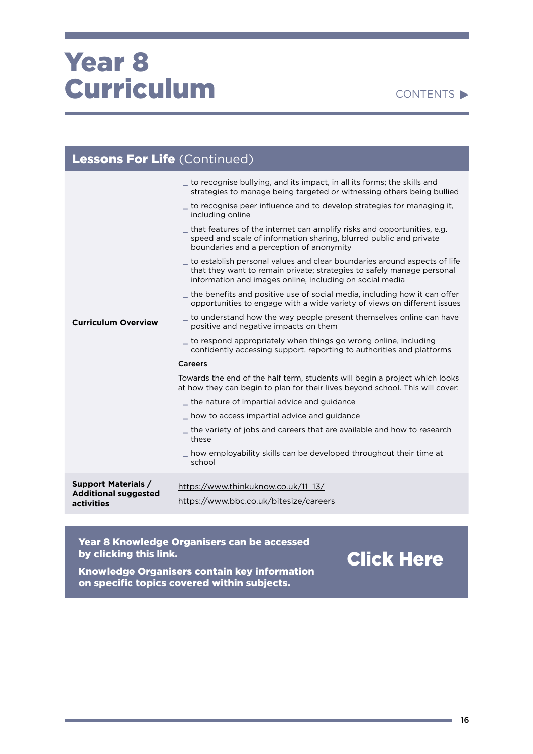# Year 8 Curriculum

CONTENTS ▶

## Lessons For Life (Continued)

| | |
|---|---|
| **Curriculum Overview** | _ to recognise bullying, and its impact, in all its forms; the skills and strategies to manage being targeted or witnessing others being bullied<br>_ to recognise peer influence and to develop strategies for managing it, including online<br>_ that features of the internet can amplify risks and opportunities, e.g. speed and scale of information sharing, blurred public and private boundaries and a perception of anonymity<br>_ to establish personal values and clear boundaries around aspects of life that they want to remain private; strategies to safely manage personal information and images online, including on social media<br>_ the benefits and positive use of social media, including how it can offer opportunities to engage with a wide variety of views on different issues<br>_ to understand how the way people present themselves online can have positive and negative impacts on them<br>_ to respond appropriately when things go wrong online, including confidently accessing support, reporting to authorities and platforms<br>**Careers**<br>Towards the end of the half term, students will begin a project which looks at how they can begin to plan for their lives beyond school. This will cover:<br>_ the nature of impartial advice and guidance<br>_ how to access impartial advice and guidance<br>_ the variety of jobs and careers that are available and how to research these<br>_ how employability skills can be developed throughout their time at school |
| **Support Materials / Additional suggested activities** | https://www.thinkuknow.co.uk/11_13/<br>https://www.bbc.co.uk/bitesize/careers |

**Year 8 Knowledge Organisers can be accessed by clicking this link.**

**Knowledge Organisers contain key information on specific topics covered within subjects.**

**Click Here**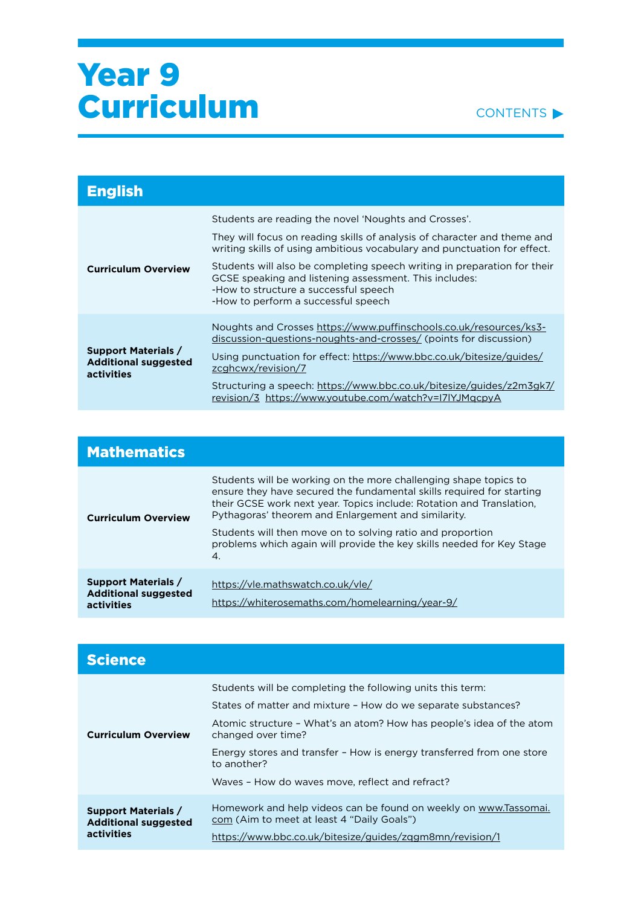# Year 9 Curriculum

CONTENTS ▶

## English

| | |
|---|---|
| **Curriculum Overview** | Students are reading the novel 'Noughts and Crosses'.<br><br>They will focus on reading skills of analysis of character and theme and writing skills of using ambitious vocabulary and punctuation for effect.<br><br>Students will also be completing speech writing in preparation for their GCSE speaking and listening assessment. This includes:<br>-How to structure a successful speech<br>-How to perform a successful speech |
| **Support Materials / Additional suggested activities** | Noughts and Crosses https://www.puffinschools.co.uk/resources/ks3-discussion-questions-noughts-and-crosses/ (points for discussion)<br><br>Using punctuation for effect: https://www.bbc.co.uk/bitesize/guides/zcghcwx/revision/7<br><br>Structuring a speech: https://www.bbc.co.uk/bitesize/guides/z2m3gk7/revision/3 https://www.youtube.com/watch?v=I7lYJMqcpyA |

## Mathematics

| | |
|---|---|
| **Curriculum Overview** | Students will be working on the more challenging shape topics to ensure they have secured the fundamental skills required for starting their GCSE work next year. Topics include: Rotation and Translation, Pythagoras' theorem and Enlargement and similarity.<br><br>Students will then move on to solving ratio and proportion problems which again will provide the key skills needed for Key Stage 4. |
| **Support Materials / Additional suggested activities** | https://vle.mathswatch.co.uk/vle/<br><br>https://whiterosemaths.com/homelearning/year-9/ |

## Science

| | |
|---|---|
| **Curriculum Overview** | Students will be completing the following units this term:<br><br>States of matter and mixture – How do we separate substances?<br><br>Atomic structure – What's an atom? How has people's idea of the atom changed over time?<br><br>Energy stores and transfer – How is energy transferred from one store to another?<br><br>Waves – How do waves move, reflect and refract? |
| **Support Materials / Additional suggested activities** | Homework and help videos can be found on weekly on www.Tassomai.com (Aim to meet at least 4 "Daily Goals")<br><br>https://www.bbc.co.uk/bitesize/guides/zqgm8mn/revision/1 |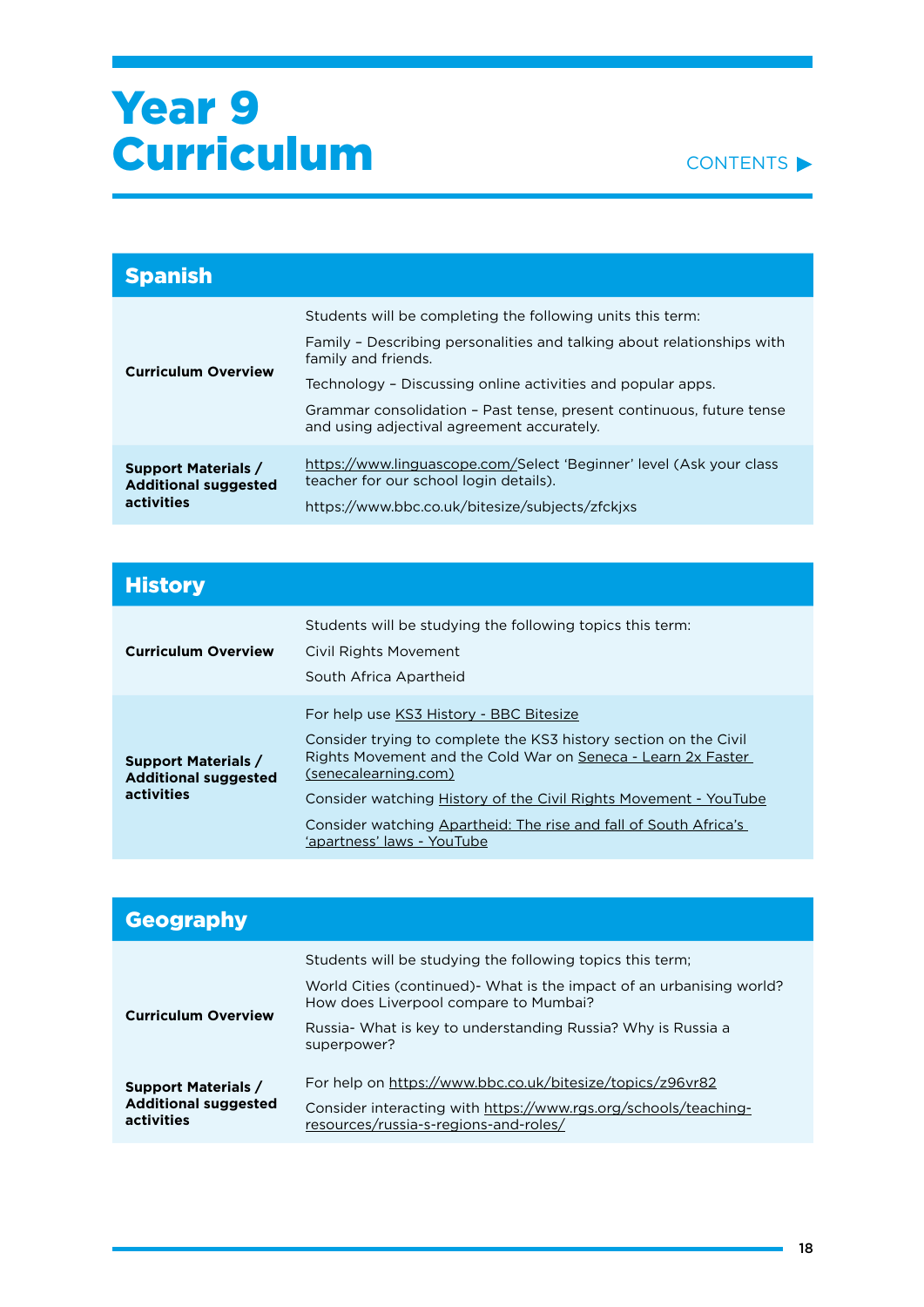# Year 9 Curriculum

CONTENTS ▶

## Spanish

| | |
|---|---|
| **Curriculum Overview** | Students will be completing the following units this term:<br><br>Family – Describing personalities and talking about relationships with family and friends.<br><br>Technology – Discussing online activities and popular apps.<br><br>Grammar consolidation – Past tense, present continuous, future tense and using adjectival agreement accurately. |
| **Support Materials / Additional suggested activities** | https://www.linguascope.com/Select 'Beginner' level (Ask your class teacher for our school login details).<br><br>https://www.bbc.co.uk/bitesize/subjects/zfckjxs |

## History

| | |
|---|---|
| **Curriculum Overview** | Students will be studying the following topics this term:<br><br>Civil Rights Movement<br><br>South Africa Apartheid |
| **Support Materials / Additional suggested activities** | For help use KS3 History - BBC Bitesize<br><br>Consider trying to complete the KS3 history section on the Civil Rights Movement and the Cold War on Seneca - Learn 2x Faster (senecalearning.com)<br><br>Consider watching History of the Civil Rights Movement - YouTube<br><br>Consider watching Apartheid: The rise and fall of South Africa's 'apartness' laws - YouTube |

## Geography

| | |
|---|---|
| **Curriculum Overview** | Students will be studying the following topics this term;<br><br>World Cities (continued)- What is the impact of an urbanising world? How does Liverpool compare to Mumbai?<br><br>Russia- What is key to understanding Russia? Why is Russia a superpower? |
| **Support Materials / Additional suggested activities** | For help on https://www.bbc.co.uk/bitesize/topics/z96vr82<br><br>Consider interacting with https://www.rgs.org/schools/teaching-resources/russia-s-regions-and-roles/ |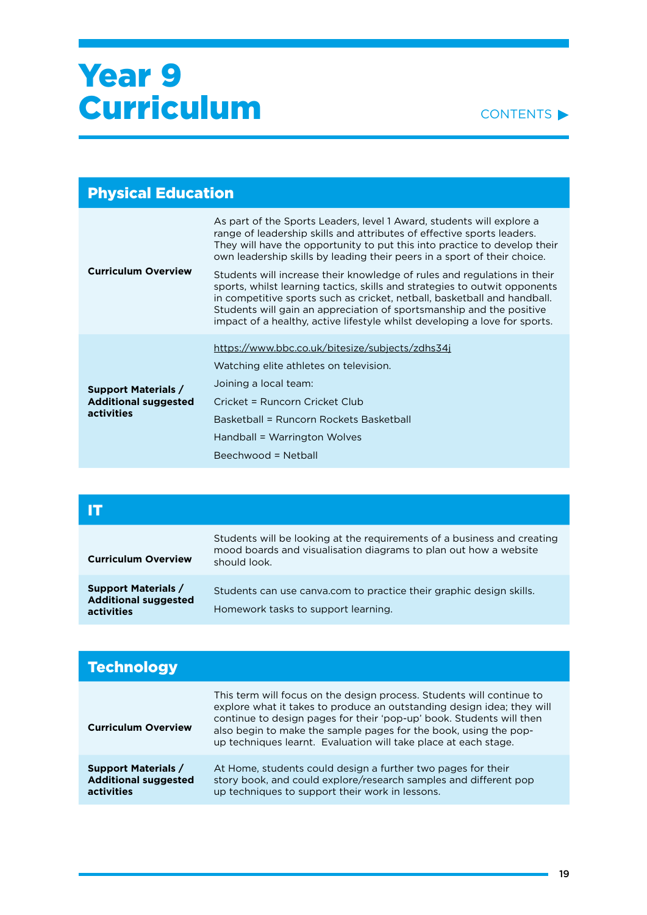# Year 9 Curriculum

CONTENTS ▶

## Physical Education

| | |
|---|---|
| **Curriculum Overview** | As part of the Sports Leaders, level 1 Award, students will explore a range of leadership skills and attributes of effective sports leaders. They will have the opportunity to put this into practice to develop their own leadership skills by leading their peers in a sport of their choice.<br><br>Students will increase their knowledge of rules and regulations in their sports, whilst learning tactics, skills and strategies to outwit opponents in competitive sports such as cricket, netball, basketball and handball. Students will gain an appreciation of sportsmanship and the positive impact of a healthy, active lifestyle whilst developing a love for sports. |
| **Support Materials / Additional suggested activities** | https://www.bbc.co.uk/bitesize/subjects/zdhs34j<br><br>Watching elite athletes on television.<br><br>Joining a local team:<br><br>Cricket = Runcorn Cricket Club<br><br>Basketball = Runcorn Rockets Basketball<br><br>Handball = Warrington Wolves<br><br>Beechwood = Netball |

## IT

| | |
|---|---|
| **Curriculum Overview** | Students will be looking at the requirements of a business and creating mood boards and visualisation diagrams to plan out how a website should look. |
| **Support Materials / Additional suggested activities** | Students can use canva.com to practice their graphic design skills.<br><br>Homework tasks to support learning. |

## Technology

| | |
|---|---|
| **Curriculum Overview** | This term will focus on the design process. Students will continue to explore what it takes to produce an outstanding design idea; they will continue to design pages for their 'pop-up' book. Students will then also begin to make the sample pages for the book, using the pop-up techniques learnt. Evaluation will take place at each stage. |
| **Support Materials / Additional suggested activities** | At Home, students could design a further two pages for their story book, and could explore/research samples and different pop up techniques to support their work in lessons. |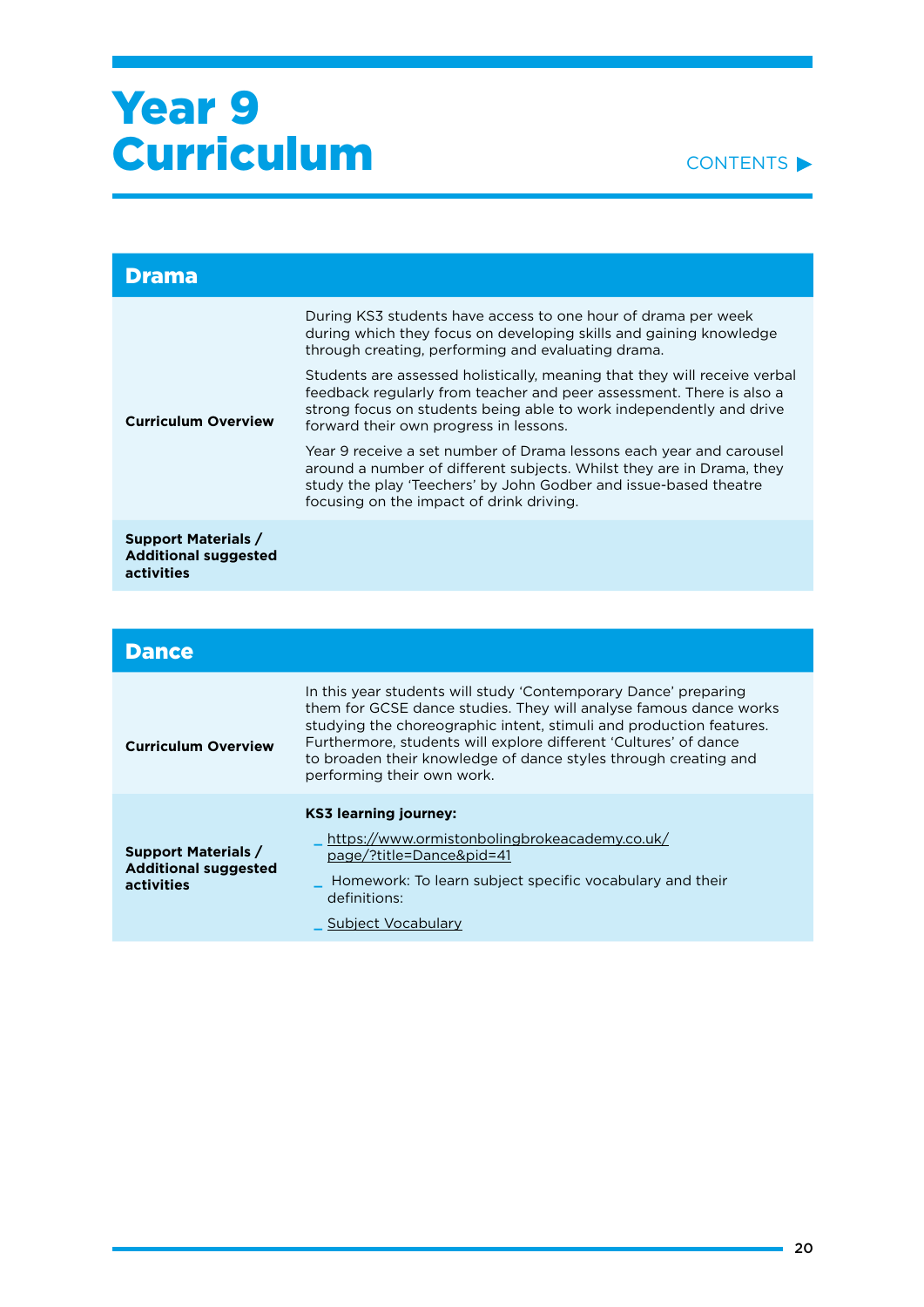# Year 9 Curriculum

CONTENTS ▶

## Drama

| | |
|---|---|
| **Curriculum Overview** | During KS3 students have access to one hour of drama per week during which they focus on developing skills and gaining knowledge through creating, performing and evaluating drama.<br><br>Students are assessed holistically, meaning that they will receive verbal feedback regularly from teacher and peer assessment. There is also a strong focus on students being able to work independently and drive forward their own progress in lessons.<br><br>Year 9 receive a set number of Drama lessons each year and carousel around a number of different subjects. Whilst they are in Drama, they study the play 'Teechers' by John Godber and issue-based theatre focusing on the impact of drink driving. |
| **Support Materials / Additional suggested activities** | |

## Dance

| | |
|---|---|
| **Curriculum Overview** | In this year students will study 'Contemporary Dance' preparing them for GCSE dance studies. They will analyse famous dance works studying the choreographic intent, stimuli and production features. Furthermore, students will explore different 'Cultures' of dance to broaden their knowledge of dance styles through creating and performing their own work. |
| **Support Materials / Additional suggested activities** | **KS3 learning journey:**<br>– https://www.ormistonbolingbrokeacademy.co.uk/page/?title=Dance&pid=41<br>– Homework: To learn subject specific vocabulary and their definitions:<br>– Subject Vocabulary |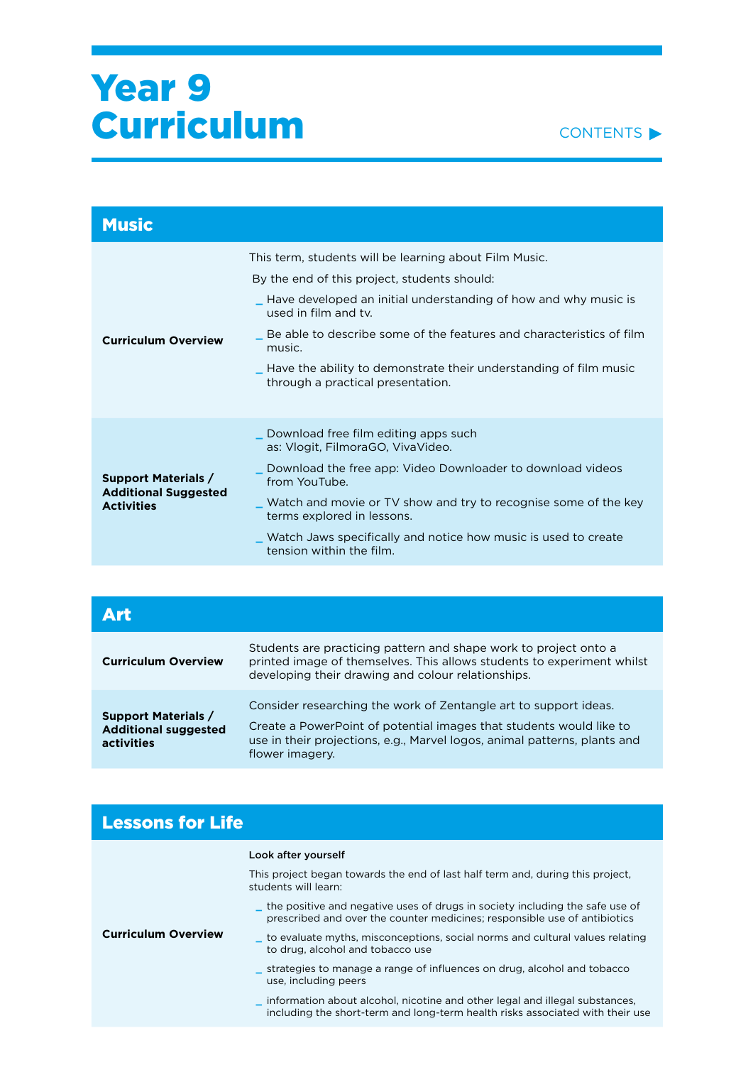# Year 9 Curriculum

CONTENTS ▶

## Music

**Curriculum Overview**

This term, students will be learning about Film Music.

By the end of this project, students should:

- Have developed an initial understanding of how and why music is used in film and tv.
- Be able to describe some of the features and characteristics of film music.
- Have the ability to demonstrate their understanding of film music through a practical presentation.

**Support Materials / Additional Suggested Activities**

- Download free film editing apps such as: Vlogit, FilmoraGO, VivaVideo.
- Download the free app: Video Downloader to download videos from YouTube.
- Watch and movie or TV show and try to recognise some of the key terms explored in lessons.
- Watch Jaws specifically and notice how music is used to create tension within the film.

## Art

**Curriculum Overview**

Students are practicing pattern and shape work to project onto a printed image of themselves. This allows students to experiment whilst developing their drawing and colour relationships.

**Support Materials / Additional suggested activities**

Consider researching the work of Zentangle art to support ideas.

Create a PowerPoint of potential images that students would like to use in their projections, e.g., Marvel logos, animal patterns, plants and flower imagery.

## Lessons for Life

**Curriculum Overview**

**Look after yourself**

This project began towards the end of last half term and, during this project, students will learn:

- the positive and negative uses of drugs in society including the safe use of prescribed and over the counter medicines; responsible use of antibiotics
- to evaluate myths, misconceptions, social norms and cultural values relating to drug, alcohol and tobacco use
- strategies to manage a range of influences on drug, alcohol and tobacco use, including peers
- information about alcohol, nicotine and other legal and illegal substances, including the short-term and long-term health risks associated with their use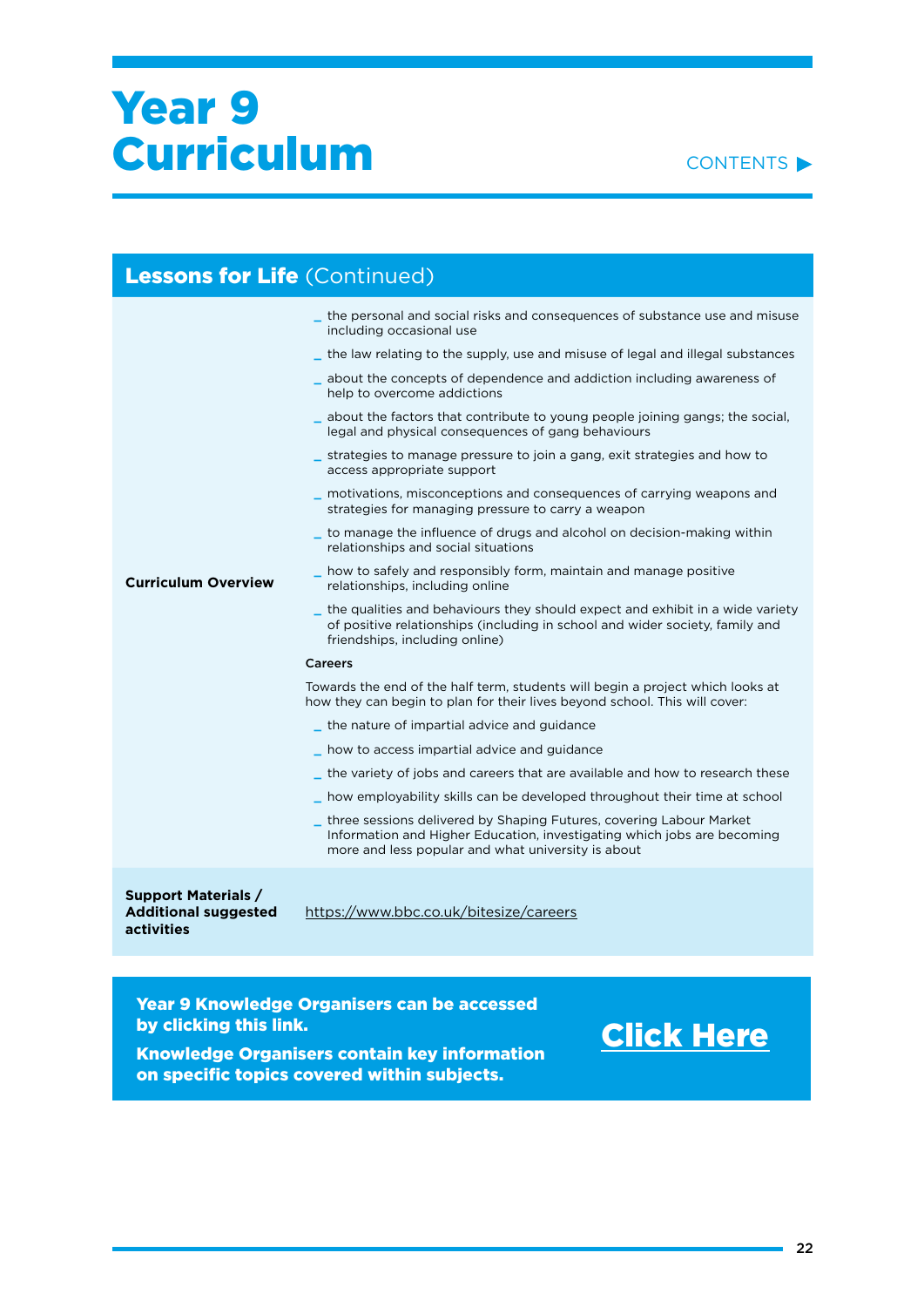# Year 9 Curriculum

CONTENTS ▶

## Lessons for Life (Continued)

| | |
|---|---|
| **Curriculum Overview** | _ the personal and social risks and consequences of substance use and misuse including occasional use<br>_ the law relating to the supply, use and misuse of legal and illegal substances<br>_ about the concepts of dependence and addiction including awareness of help to overcome addictions<br>_ about the factors that contribute to young people joining gangs; the social, legal and physical consequences of gang behaviours<br>_ strategies to manage pressure to join a gang, exit strategies and how to access appropriate support<br>_ motivations, misconceptions and consequences of carrying weapons and strategies for managing pressure to carry a weapon<br>_ to manage the influence of drugs and alcohol on decision-making within relationships and social situations<br>_ how to safely and responsibly form, maintain and manage positive relationships, including online<br>_ the qualities and behaviours they should expect and exhibit in a wide variety of positive relationships (including in school and wider society, family and friendships, including online)<br><br>**Careers**<br><br>Towards the end of the half term, students will begin a project which looks at how they can begin to plan for their lives beyond school. This will cover:<br><br>_ the nature of impartial advice and guidance<br>_ how to access impartial advice and guidance<br>_ the variety of jobs and careers that are available and how to research these<br>_ how employability skills can be developed throughout their time at school<br>_ three sessions delivered by Shaping Futures, covering Labour Market Information and Higher Education, investigating which jobs are becoming more and less popular and what university is about |
| **Support Materials / Additional suggested activities** | https://www.bbc.co.uk/bitesize/careers |

**Year 9 Knowledge Organisers can be accessed by clicking this link.**

**Knowledge Organisers contain key information on specific topics covered within subjects.**

**Click Here**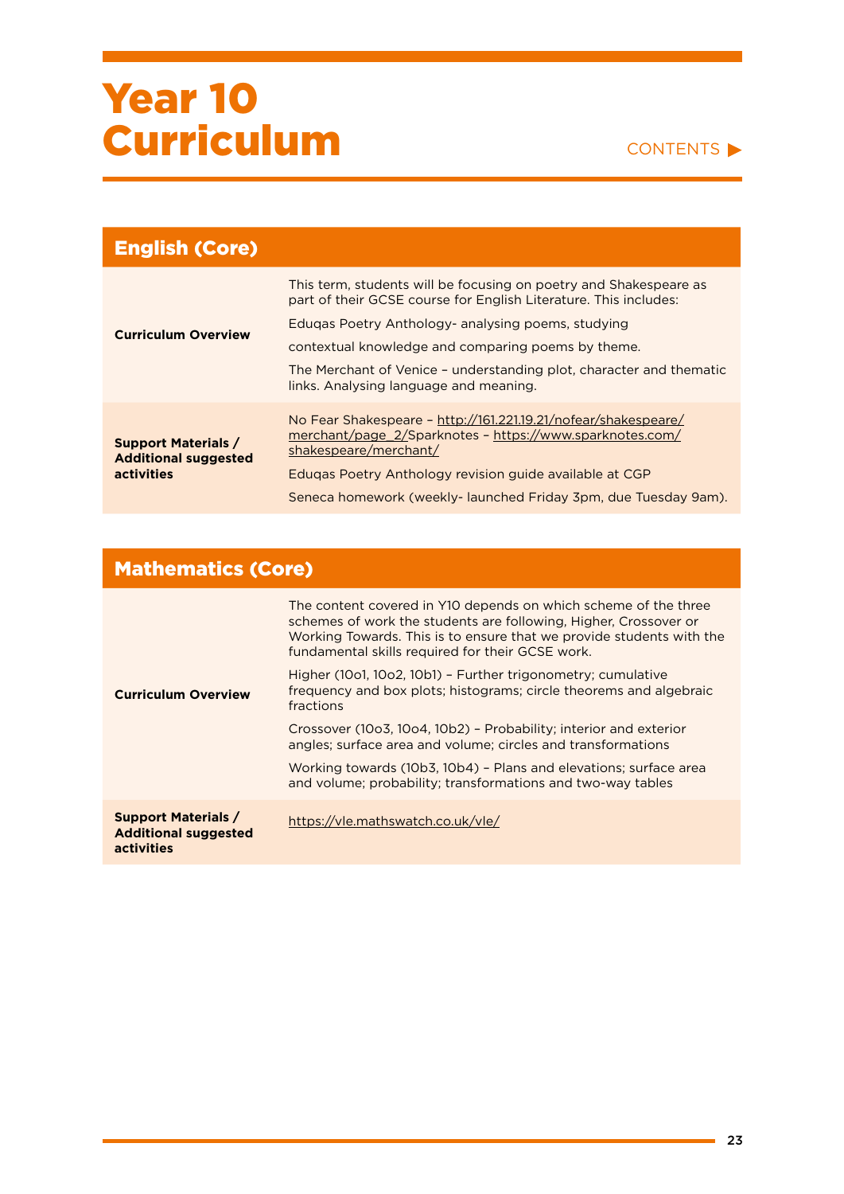# Year 10 Curriculum

CONTENTS ▶

## English (Core)

| | |
|---|---|
| **Curriculum Overview** | This term, students will be focusing on poetry and Shakespeare as part of their GCSE course for English Literature. This includes:<br><br>Eduqas Poetry Anthology- analysing poems, studying<br><br>contextual knowledge and comparing poems by theme.<br><br>The Merchant of Venice – understanding plot, character and thematic links. Analysing language and meaning. |
| **Support Materials / Additional suggested activities** | No Fear Shakespeare – http://161.221.19.21/nofear/shakespeare/merchant/page_2/Sparknotes – https://www.sparknotes.com/shakespeare/merchant/<br><br>Eduqas Poetry Anthology revision guide available at CGP<br><br>Seneca homework (weekly- launched Friday 3pm, due Tuesday 9am). |

## Mathematics (Core)

| | |
|---|---|
| **Curriculum Overview** | The content covered in Y10 depends on which scheme of the three schemes of work the students are following, Higher, Crossover or Working Towards. This is to ensure that we provide students with the fundamental skills required for their GCSE work.<br><br>Higher (10o1, 10o2, 10b1) – Further trigonometry; cumulative frequency and box plots; histograms; circle theorems and algebraic fractions<br><br>Crossover (10o3, 10o4, 10b2) – Probability; interior and exterior angles; surface area and volume; circles and transformations<br><br>Working towards (10b3, 10b4) – Plans and elevations; surface area and volume; probability; transformations and two-way tables |
| **Support Materials / Additional suggested activities** | https://vle.mathswatch.co.uk/vle/ |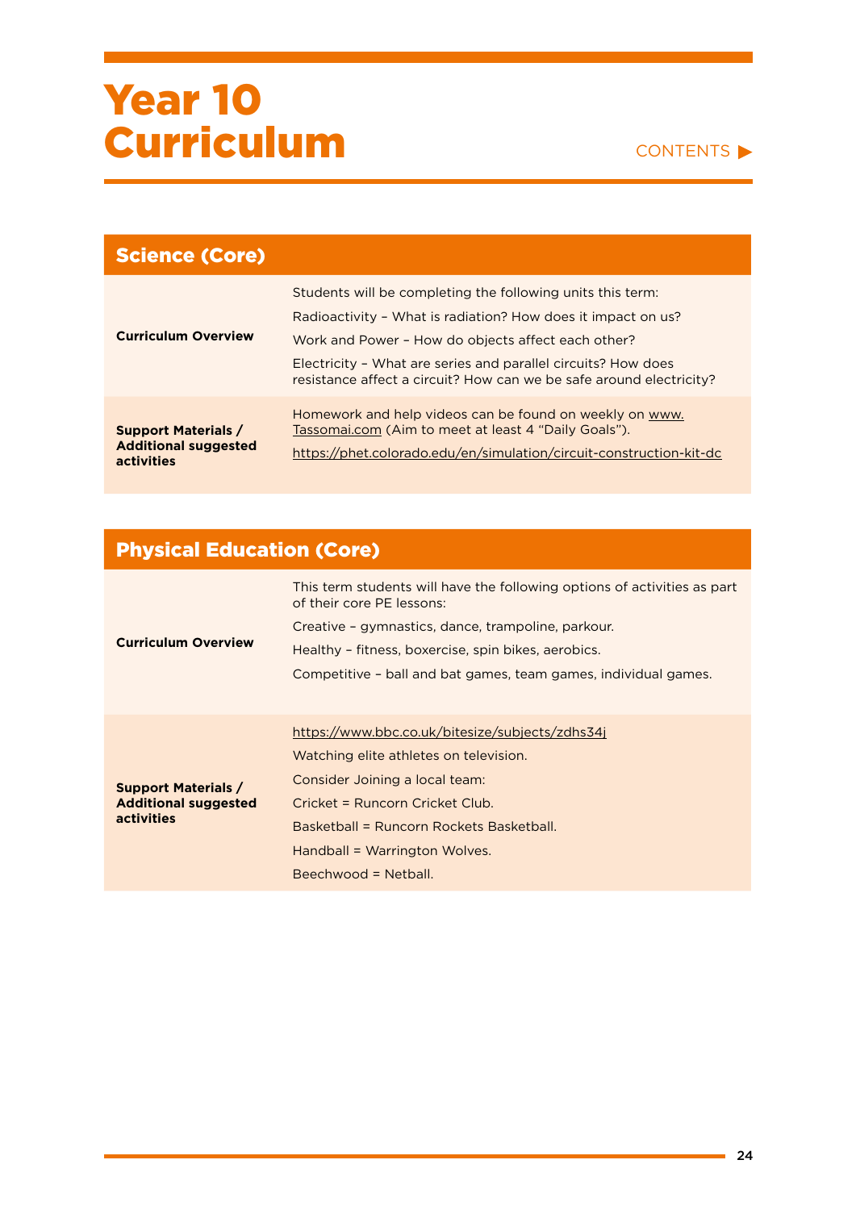# Year 10 Curriculum

CONTENTS ▶

## Science (Core)

| | |
|---|---|
| **Curriculum Overview** | Students will be completing the following units this term:<br>Radioactivity – What is radiation? How does it impact on us?<br>Work and Power – How do objects affect each other?<br>Electricity – What are series and parallel circuits? How does resistance affect a circuit? How can we be safe around electricity? |
| **Support Materials / Additional suggested activities** | Homework and help videos can be found on weekly on www.Tassomai.com (Aim to meet at least 4 "Daily Goals").<br>https://phet.colorado.edu/en/simulation/circuit-construction-kit-dc |

## Physical Education (Core)

| | |
|---|---|
| **Curriculum Overview** | This term students will have the following options of activities as part of their core PE lessons:<br>Creative – gymnastics, dance, trampoline, parkour.<br>Healthy – fitness, boxercise, spin bikes, aerobics.<br>Competitive – ball and bat games, team games, individual games. |
| **Support Materials / Additional suggested activities** | https://www.bbc.co.uk/bitesize/subjects/zdhs34j<br>Watching elite athletes on television.<br>Consider Joining a local team:<br>Cricket = Runcorn Cricket Club.<br>Basketball = Runcorn Rockets Basketball.<br>Handball = Warrington Wolves.<br>Beechwood = Netball. |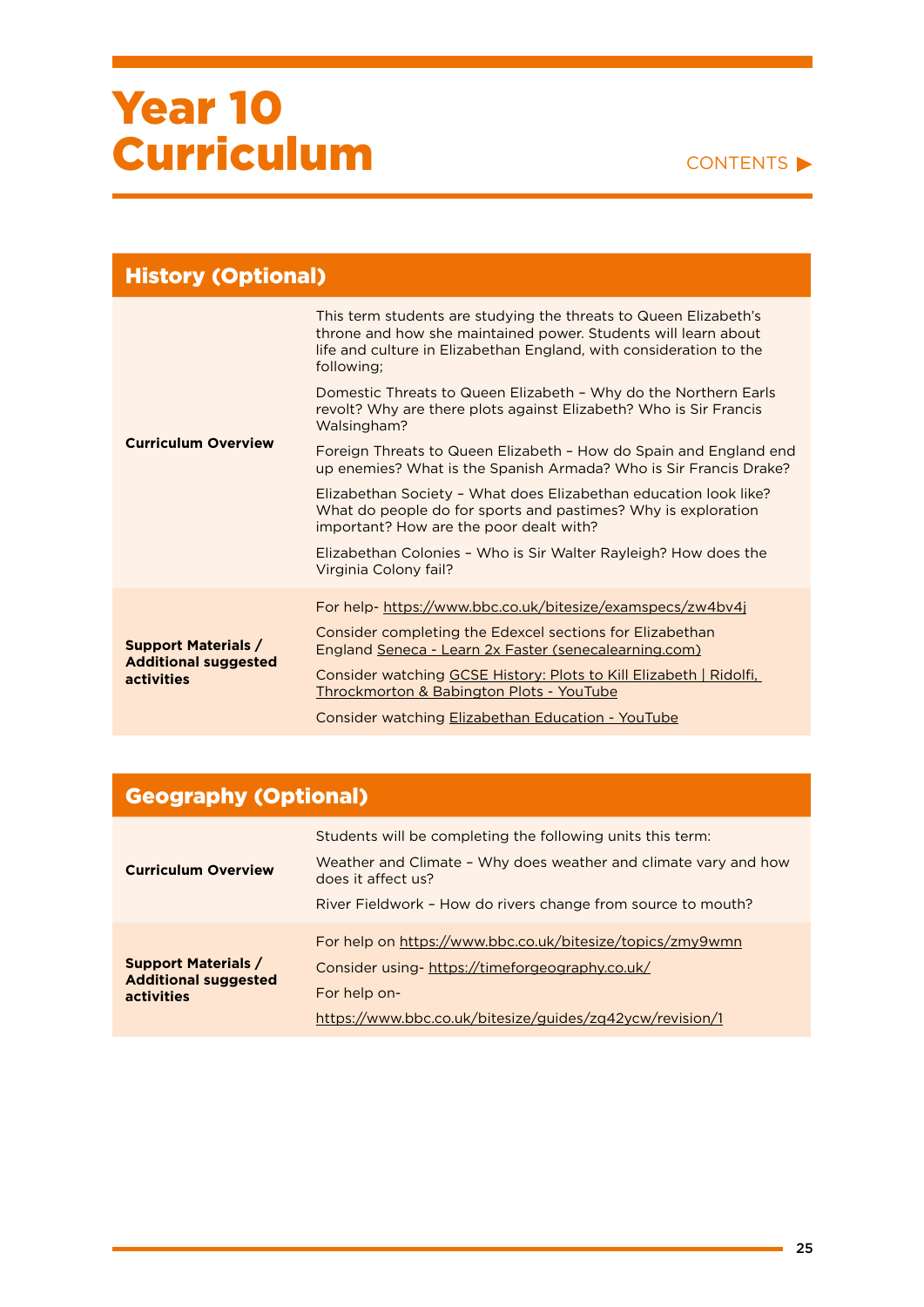# Year 10 Curriculum

CONTENTS ▶

## History (Optional)

| | |
|---|---|
| **Curriculum Overview** | This term students are studying the threats to Queen Elizabeth's throne and how she maintained power. Students will learn about life and culture in Elizabethan England, with consideration to the following;<br><br>Domestic Threats to Queen Elizabeth – Why do the Northern Earls revolt? Why are there plots against Elizabeth? Who is Sir Francis Walsingham?<br><br>Foreign Threats to Queen Elizabeth – How do Spain and England end up enemies? What is the Spanish Armada? Who is Sir Francis Drake?<br><br>Elizabethan Society – What does Elizabethan education look like? What do people do for sports and pastimes? Why is exploration important? How are the poor dealt with?<br><br>Elizabethan Colonies – Who is Sir Walter Rayleigh? How does the Virginia Colony fail? |
| **Support Materials / Additional suggested activities** | For help- https://www.bbc.co.uk/bitesize/examspecs/zw4bv4j<br><br>Consider completing the Edexcel sections for Elizabethan England Seneca - Learn 2x Faster (senecalearning.com)<br><br>Consider watching GCSE History: Plots to Kill Elizabeth \| Ridolfi, Throckmorton & Babington Plots - YouTube<br><br>Consider watching Elizabethan Education - YouTube |

## Geography (Optional)

| | |
|---|---|
| **Curriculum Overview** | Students will be completing the following units this term:<br><br>Weather and Climate – Why does weather and climate vary and how does it affect us?<br><br>River Fieldwork – How do rivers change from source to mouth? |
| **Support Materials / Additional suggested activities** | For help on https://www.bbc.co.uk/bitesize/topics/zmy9wmn<br><br>Consider using- https://timeforgeography.co.uk/<br><br>For help on-<br><br>https://www.bbc.co.uk/bitesize/guides/zq42ycw/revision/1 |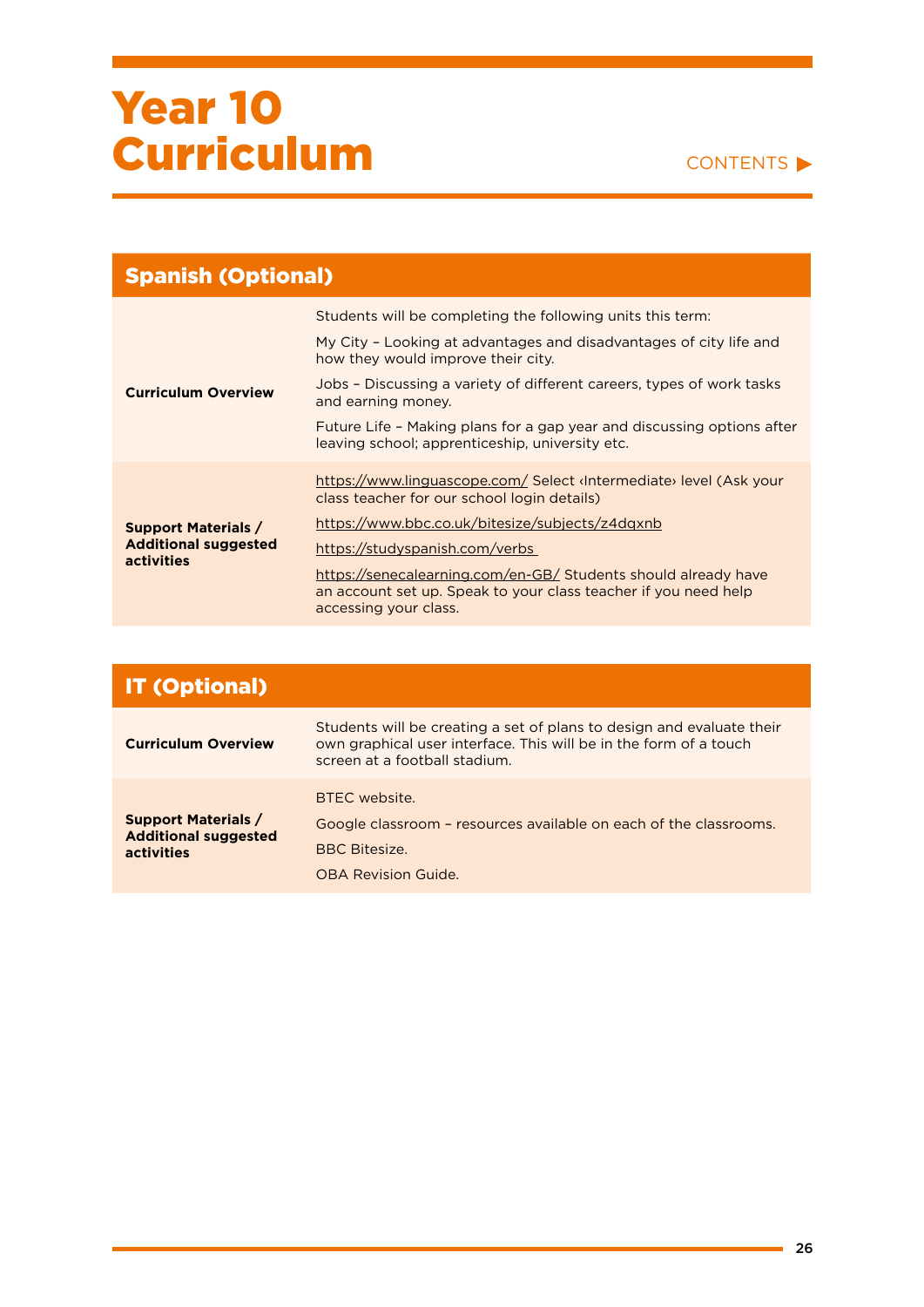# Year 10 Curriculum

CONTENTS ▶

## Spanish (Optional)

| | |
|---|---|
| **Curriculum Overview** | Students will be completing the following units this term:<br><br>My City – Looking at advantages and disadvantages of city life and how they would improve their city.<br><br>Jobs – Discussing a variety of different careers, types of work tasks and earning money.<br><br>Future Life – Making plans for a gap year and discussing options after leaving school; apprenticeship, university etc. |
| **Support Materials / Additional suggested activities** | https://www.linguascope.com/ Select ‹Intermediate› level (Ask your class teacher for our school login details)<br><br>https://www.bbc.co.uk/bitesize/subjects/z4dqxnb<br><br>https://studyspanish.com/verbs<br><br>https://senecalearning.com/en-GB/ Students should already have an account set up. Speak to your class teacher if you need help accessing your class. |

## IT (Optional)

| | |
|---|---|
| **Curriculum Overview** | Students will be creating a set of plans to design and evaluate their own graphical user interface. This will be in the form of a touch screen at a football stadium. |
| **Support Materials / Additional suggested activities** | BTEC website.<br><br>Google classroom – resources available on each of the classrooms.<br><br>BBC Bitesize.<br><br>OBA Revision Guide. |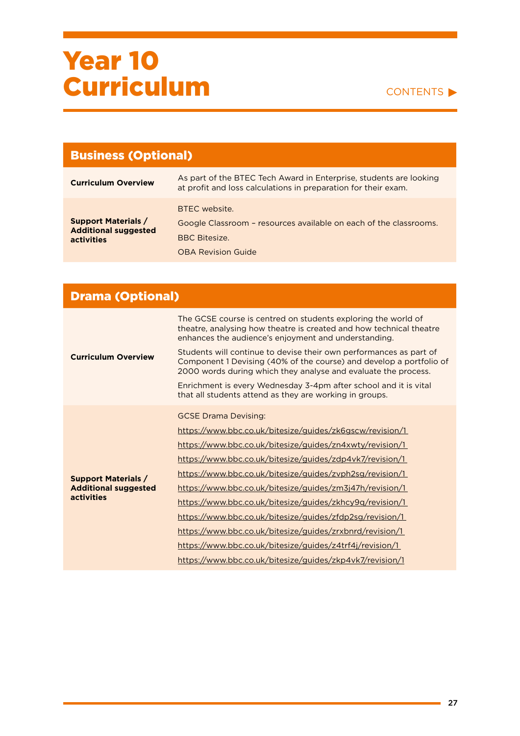# Year 10 Curriculum

CONTENTS ▶

## Business (Optional)

| | |
|---|---|
| **Curriculum Overview** | As part of the BTEC Tech Award in Enterprise, students are looking at profit and loss calculations in preparation for their exam. |
| **Support Materials / Additional suggested activities** | BTEC website.<br>Google Classroom – resources available on each of the classrooms.<br>BBC Bitesize.<br>OBA Revision Guide |

## Drama (Optional)

| | |
|---|---|
| **Curriculum Overview** | The GCSE course is centred on students exploring the world of theatre, analysing how theatre is created and how technical theatre enhances the audience's enjoyment and understanding.<br>Students will continue to devise their own performances as part of Component 1 Devising (40% of the course) and develop a portfolio of 2000 words during which they analyse and evaluate the process.<br>Enrichment is every Wednesday 3-4pm after school and it is vital that all students attend as they are working in groups. |
| **Support Materials / Additional suggested activities** | GCSE Drama Devising:<br>https://www.bbc.co.uk/bitesize/guides/zk6gscw/revision/1<br>https://www.bbc.co.uk/bitesize/guides/zn4xwty/revision/1<br>https://www.bbc.co.uk/bitesize/guides/zdp4vk7/revision/1<br>https://www.bbc.co.uk/bitesize/guides/zvph2sg/revision/1<br>https://www.bbc.co.uk/bitesize/guides/zm3j47h/revision/1<br>https://www.bbc.co.uk/bitesize/guides/zkhcy9q/revision/1<br>https://www.bbc.co.uk/bitesize/guides/zfdp2sg/revision/1<br>https://www.bbc.co.uk/bitesize/guides/zrxbnrd/revision/1<br>https://www.bbc.co.uk/bitesize/guides/z4trf4j/revision/1<br>https://www.bbc.co.uk/bitesize/guides/zkp4vk7/revision/1 |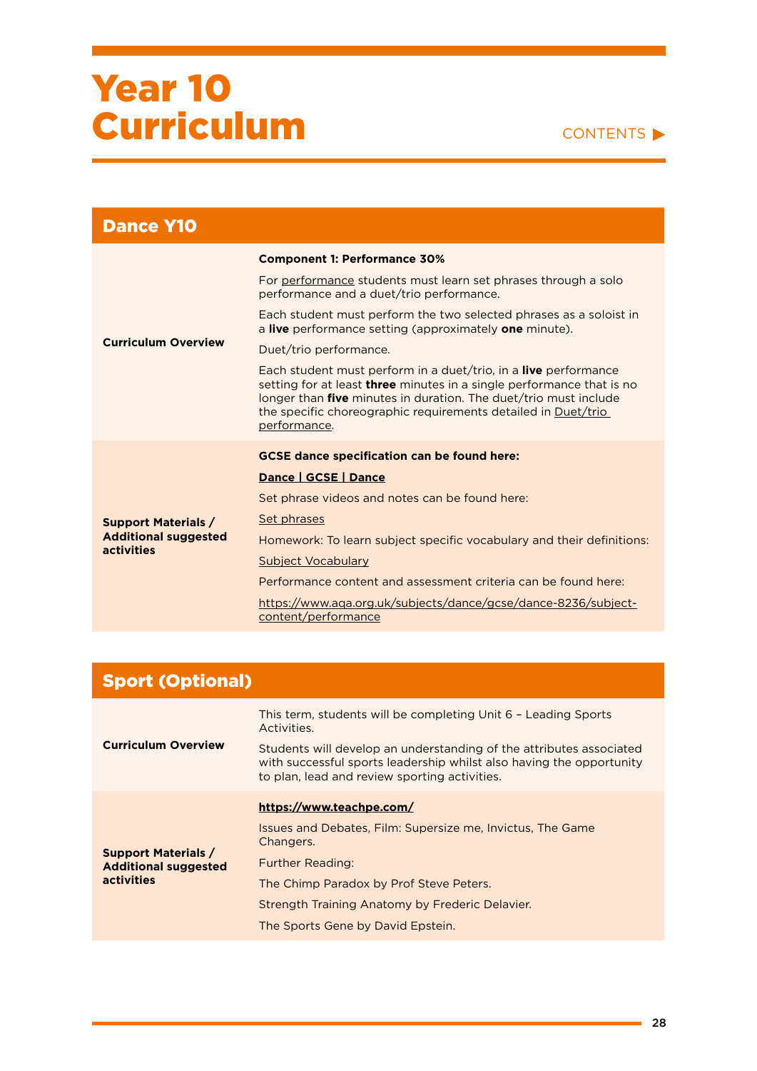# Year 10 Curriculum

CONTENTS ▶

## Dance Y10

| | |
|---|---|
| **Curriculum Overview** | **Component 1: Performance 30%**<br><br>For performance students must learn set phrases through a solo performance and a duet/trio performance.<br><br>Each student must perform the two selected phrases as a soloist in a **live** performance setting (approximately **one** minute).<br><br>Duet/trio performance.<br><br>Each student must perform in a duet/trio, in a **live** performance setting for at least **three** minutes in a single performance that is no longer than **five** minutes in duration. The duet/trio must include the specific choreographic requirements detailed in Duet/trio performance. |
| **Support Materials / Additional suggested activities** | **GCSE dance specification can be found here:**<br><br>**Dance \| GCSE \| Dance**<br><br>Set phrase videos and notes can be found here:<br><br>Set phrases<br><br>Homework: To learn subject specific vocabulary and their definitions:<br><br>Subject Vocabulary<br><br>Performance content and assessment criteria can be found here:<br><br>https://www.aqa.org.uk/subjects/dance/gcse/dance-8236/subject-content/performance |

## Sport (Optional)

| | |
|---|---|
| **Curriculum Overview** | This term, students will be completing Unit 6 – Leading Sports Activities.<br><br>Students will develop an understanding of the attributes associated with successful sports leadership whilst also having the opportunity to plan, lead and review sporting activities. |
| **Support Materials / Additional suggested activities** | **https://www.teachpe.com/**<br><br>Issues and Debates, Film: Supersize me, Invictus, The Game Changers.<br><br>Further Reading:<br><br>The Chimp Paradox by Prof Steve Peters.<br><br>Strength Training Anatomy by Frederic Delavier.<br><br>The Sports Gene by David Epstein. |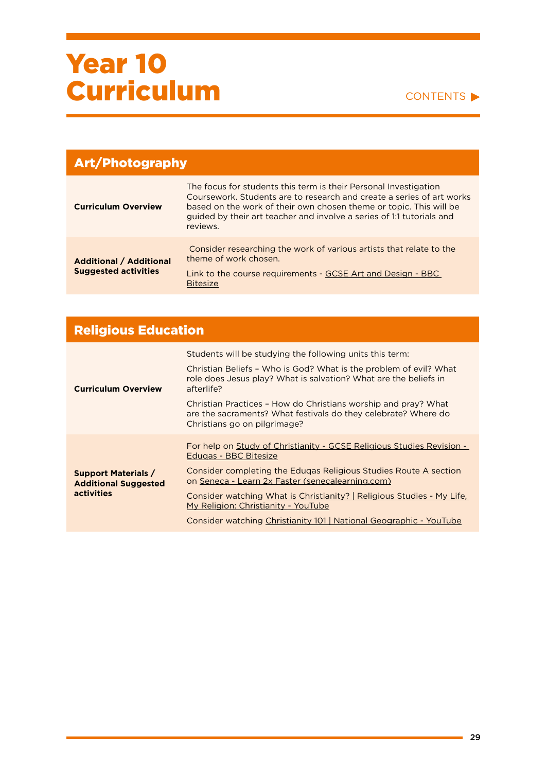# Year 10 Curriculum

CONTENTS ▶

## Art/Photography

| | |
|---|---|
| **Curriculum Overview** | The focus for students this term is their Personal Investigation Coursework. Students are to research and create a series of art works based on the work of their own chosen theme or topic. This will be guided by their art teacher and involve a series of 1:1 tutorials and reviews. |
| **Additional / Additional Suggested activities** | Consider researching the work of various artists that relate to the theme of work chosen.<br><br>Link to the course requirements - GCSE Art and Design - BBC Bitesize |

## Religious Education

| | |
|---|---|
| **Curriculum Overview** | Students will be studying the following units this term:<br><br>Christian Beliefs – Who is God? What is the problem of evil? What role does Jesus play? What is salvation? What are the beliefs in afterlife?<br><br>Christian Practices – How do Christians worship and pray? What are the sacraments? What festivals do they celebrate? Where do Christians go on pilgrimage? |
| **Support Materials / Additional Suggested activities** | For help on Study of Christianity - GCSE Religious Studies Revision - Eduqas - BBC Bitesize<br><br>Consider completing the Eduqas Religious Studies Route A section on Seneca - Learn 2x Faster (senecalearning.com)<br><br>Consider watching What is Christianity? \| Religious Studies - My Life, My Religion: Christianity - YouTube<br><br>Consider watching Christianity 101 \| National Geographic - YouTube |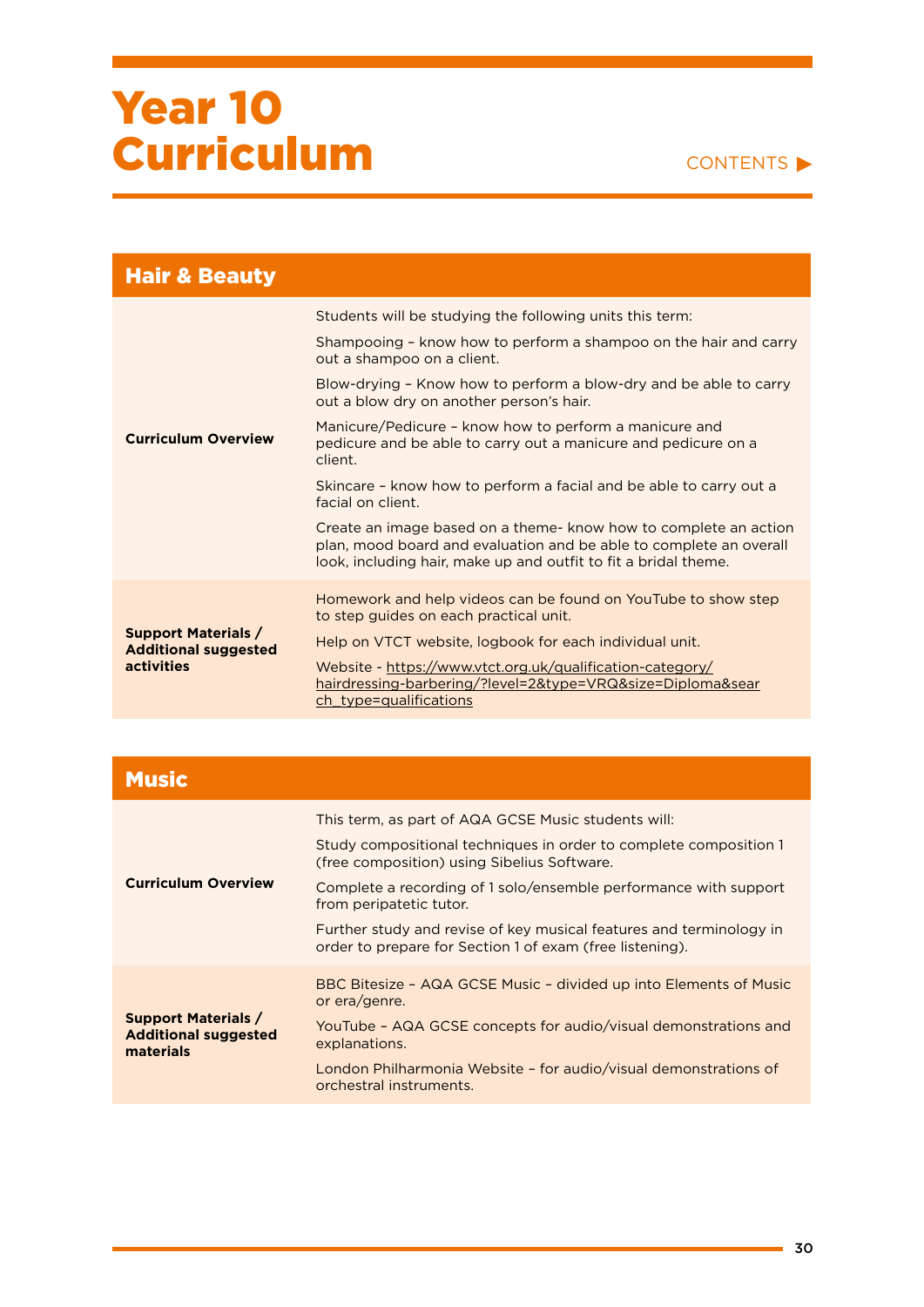# Year 10 Curriculum

CONTENTS ▶

## Hair & Beauty

| | |
|---|---|
| **Curriculum Overview** | Students will be studying the following units this term:<br><br>Shampooing – know how to perform a shampoo on the hair and carry out a shampoo on a client.<br><br>Blow-drying – Know how to perform a blow-dry and be able to carry out a blow dry on another person's hair.<br><br>Manicure/Pedicure – know how to perform a manicure and pedicure and be able to carry out a manicure and pedicure on a client.<br><br>Skincare – know how to perform a facial and be able to carry out a facial on client.<br><br>Create an image based on a theme- know how to complete an action plan, mood board and evaluation and be able to complete an overall look, including hair, make up and outfit to fit a bridal theme. |
| **Support Materials / Additional suggested activities** | Homework and help videos can be found on YouTube to show step to step guides on each practical unit.<br><br>Help on VTCT website, logbook for each individual unit.<br><br>Website - https://www.vtct.org.uk/qualification-category/hairdressing-barbering/?level=2&type=VRQ&size=Diploma&search_type=qualifications |

## Music

| | |
|---|---|
| **Curriculum Overview** | This term, as part of AQA GCSE Music students will:<br><br>Study compositional techniques in order to complete composition 1 (free composition) using Sibelius Software.<br><br>Complete a recording of 1 solo/ensemble performance with support from peripatetic tutor.<br><br>Further study and revise of key musical features and terminology in order to prepare for Section 1 of exam (free listening). |
| **Support Materials / Additional suggested materials** | BBC Bitesize – AQA GCSE Music – divided up into Elements of Music or era/genre.<br><br>YouTube – AQA GCSE concepts for audio/visual demonstrations and explanations.<br><br>London Philharmonia Website – for audio/visual demonstrations of orchestral instruments. |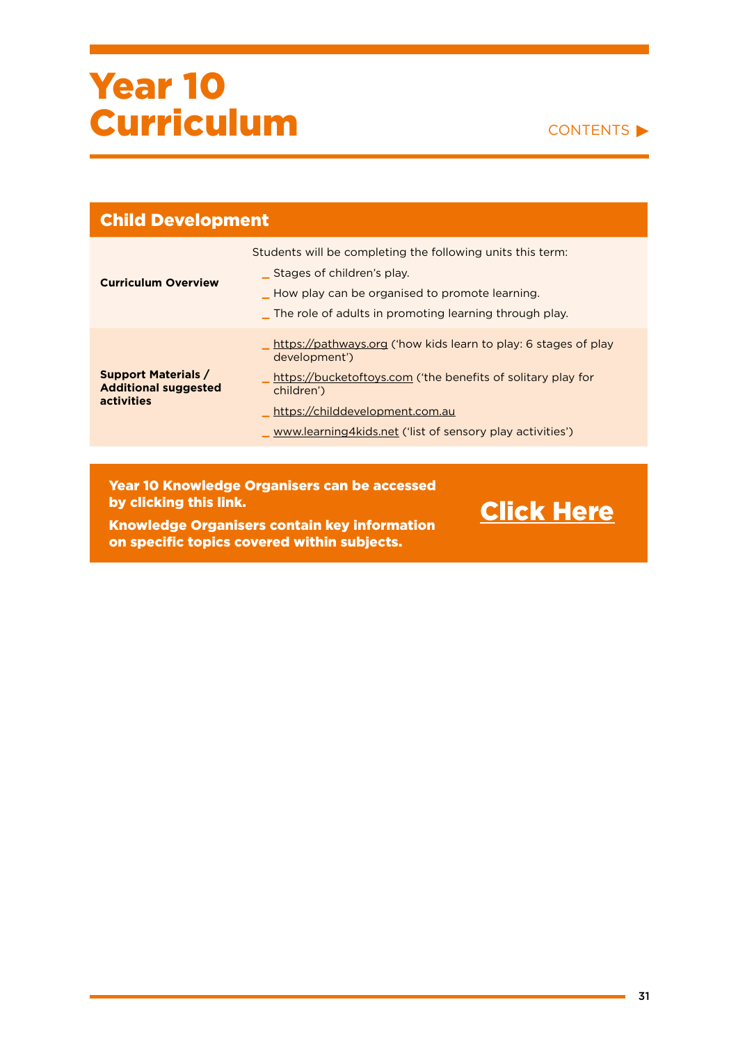# Year 10 Curriculum

CONTENTS ▶

## Child Development

| | |
|---|---|
| **Curriculum Overview** | Students will be completing the following units this term:<br>_ Stages of children's play.<br>_ How play can be organised to promote learning.<br>_ The role of adults in promoting learning through play. |
| **Support Materials / Additional suggested activities** | _ https://pathways.org ('how kids learn to play: 6 stages of play development')<br>_ https://bucketoftoys.com ('the benefits of solitary play for children')<br>_ https://childdevelopment.com.au<br>_ www.learning4kids.net ('list of sensory play activities') |

**Year 10 Knowledge Organisers can be accessed by clicking this link.**

**Knowledge Organisers contain key information on specific topics covered within subjects.**

**Click Here**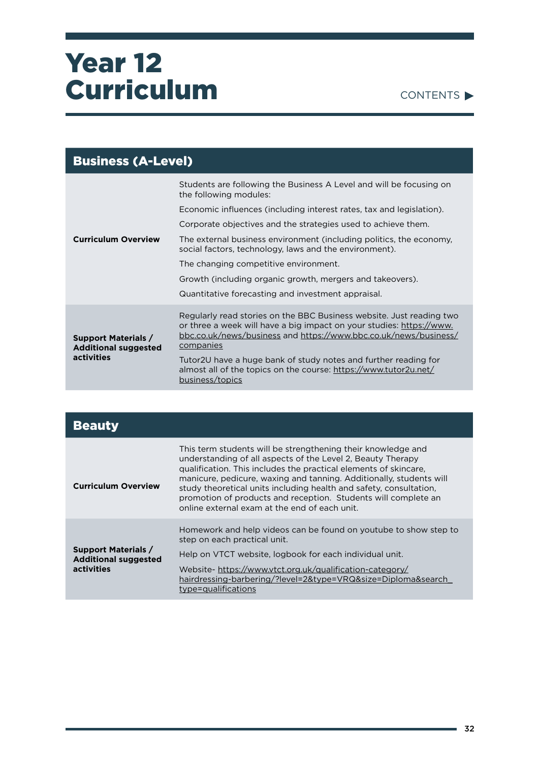# Year 12 Curriculum

CONTENTS ▶

## Business (A-Level)

| | |
|---|---|
| **Curriculum Overview** | Students are following the Business A Level and will be focusing on the following modules:<br><br>Economic influences (including interest rates, tax and legislation).<br><br>Corporate objectives and the strategies used to achieve them.<br><br>The external business environment (including politics, the economy, social factors, technology, laws and the environment).<br><br>The changing competitive environment.<br><br>Growth (including organic growth, mergers and takeovers).<br><br>Quantitative forecasting and investment appraisal. |
| **Support Materials / Additional suggested activities** | Regularly read stories on the BBC Business website. Just reading two or three a week will have a big impact on your studies: https://www.bbc.co.uk/news/business and https://www.bbc.co.uk/news/business/companies<br><br>Tutor2U have a huge bank of study notes and further reading for almost all of the topics on the course: https://www.tutor2u.net/business/topics |

## Beauty

| | |
|---|---|
| **Curriculum Overview** | This term students will be strengthening their knowledge and understanding of all aspects of the Level 2, Beauty Therapy qualification. This includes the practical elements of skincare, manicure, pedicure, waxing and tanning. Additionally, students will study theoretical units including health and safety, consultation, promotion of products and reception. Students will complete an online external exam at the end of each unit. |
| **Support Materials / Additional suggested activities** | Homework and help videos can be found on youtube to show step to step on each practical unit.<br><br>Help on VTCT website, logbook for each individual unit.<br><br>Website- https://www.vtct.org.uk/qualification-category/hairdressing-barbering/?level=2&type=VRQ&size=Diploma&search_type=qualifications |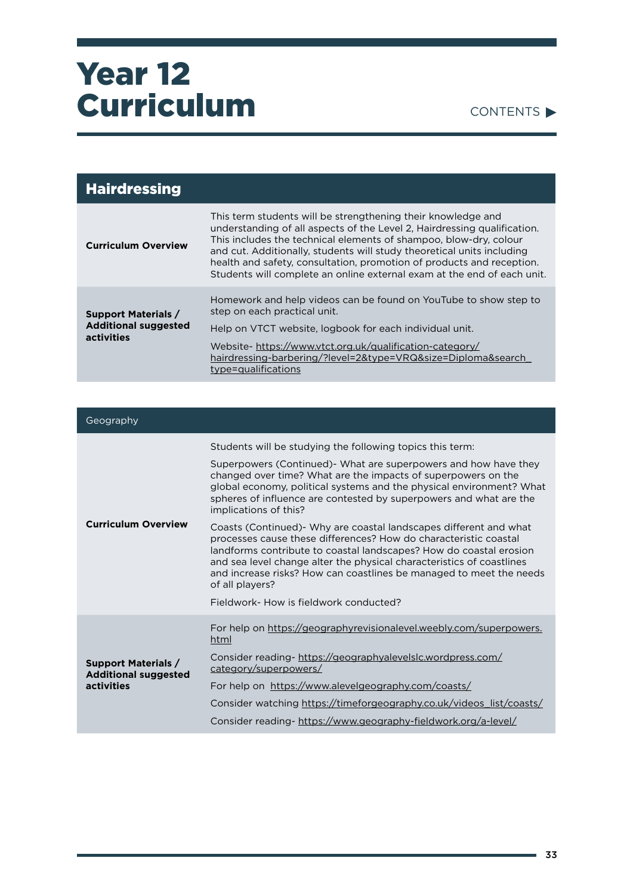# Year 12 Curriculum

CONTENTS ▶

| Hairdressing | |
|---|---|
| **Curriculum Overview** | This term students will be strengthening their knowledge and understanding of all aspects of the Level 2, Hairdressing qualification. This includes the technical elements of shampoo, blow-dry, colour and cut. Additionally, students will study theoretical units including health and safety, consultation, promotion of products and reception. Students will complete an online external exam at the end of each unit. |
| **Support Materials / Additional suggested activities** | Homework and help videos can be found on YouTube to show step to step on each practical unit.<br><br>Help on VTCT website, logbook for each individual unit.<br><br>Website- https://www.vtct.org.uk/qualification-category/hairdressing-barbering/?level=2&type=VRQ&size=Diploma&search_type=qualifications |

| Geography | |
|---|---|
| **Curriculum Overview** | Students will be studying the following topics this term:<br><br>Superpowers (Continued)- What are superpowers and how have they changed over time? What are the impacts of superpowers on the global economy, political systems and the physical environment? What spheres of influence are contested by superpowers and what are the implications of this?<br><br>Coasts (Continued)- Why are coastal landscapes different and what processes cause these differences? How do characteristic coastal landforms contribute to coastal landscapes? How do coastal erosion and sea level change alter the physical characteristics of coastlines and increase risks? How can coastlines be managed to meet the needs of all players?<br><br>Fieldwork- How is fieldwork conducted? |
| **Support Materials / Additional suggested activities** | For help on https://geographyrevisionalevel.weebly.com/superpowers.html<br><br>Consider reading- https://geographyalevelslc.wordpress.com/category/superpowers/<br><br>For help on https://www.alevelgeography.com/coasts/<br><br>Consider watching https://timeforgeography.co.uk/videos_list/coasts/<br><br>Consider reading- https://www.geography-fieldwork.org/a-level/ |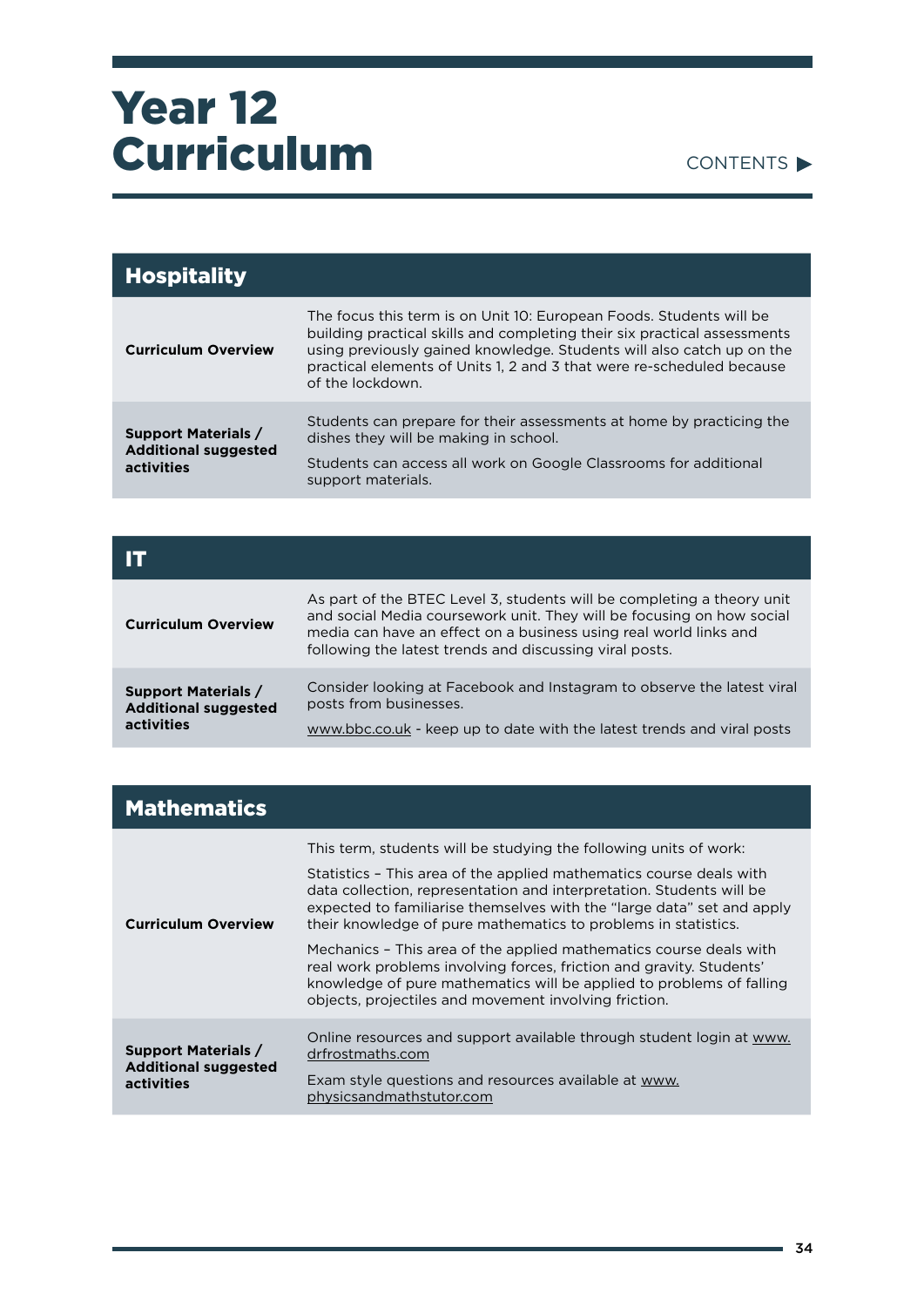# Year 12 Curriculum

CONTENTS ▶

## Hospitality

| | |
|---|---|
| **Curriculum Overview** | The focus this term is on Unit 10: European Foods. Students will be building practical skills and completing their six practical assessments using previously gained knowledge. Students will also catch up on the practical elements of Units 1, 2 and 3 that were re-scheduled because of the lockdown. |
| **Support Materials / Additional suggested activities** | Students can prepare for their assessments at home by practicing the dishes they will be making in school.<br><br>Students can access all work on Google Classrooms for additional support materials. |

## IT

| | |
|---|---|
| **Curriculum Overview** | As part of the BTEC Level 3, students will be completing a theory unit and social Media coursework unit. They will be focusing on how social media can have an effect on a business using real world links and following the latest trends and discussing viral posts. |
| **Support Materials / Additional suggested activities** | Consider looking at Facebook and Instagram to observe the latest viral posts from businesses.<br><br>www.bbc.co.uk - keep up to date with the latest trends and viral posts |

## Mathematics

| | |
|---|---|
| **Curriculum Overview** | This term, students will be studying the following units of work:<br><br>Statistics – This area of the applied mathematics course deals with data collection, representation and interpretation. Students will be expected to familiarise themselves with the "large data" set and apply their knowledge of pure mathematics to problems in statistics.<br><br>Mechanics – This area of the applied mathematics course deals with real work problems involving forces, friction and gravity. Students' knowledge of pure mathematics will be applied to problems of falling objects, projectiles and movement involving friction. |
| **Support Materials / Additional suggested activities** | Online resources and support available through student login at www.drfrostmaths.com<br><br>Exam style questions and resources available at www.physicsandmathstutor.com |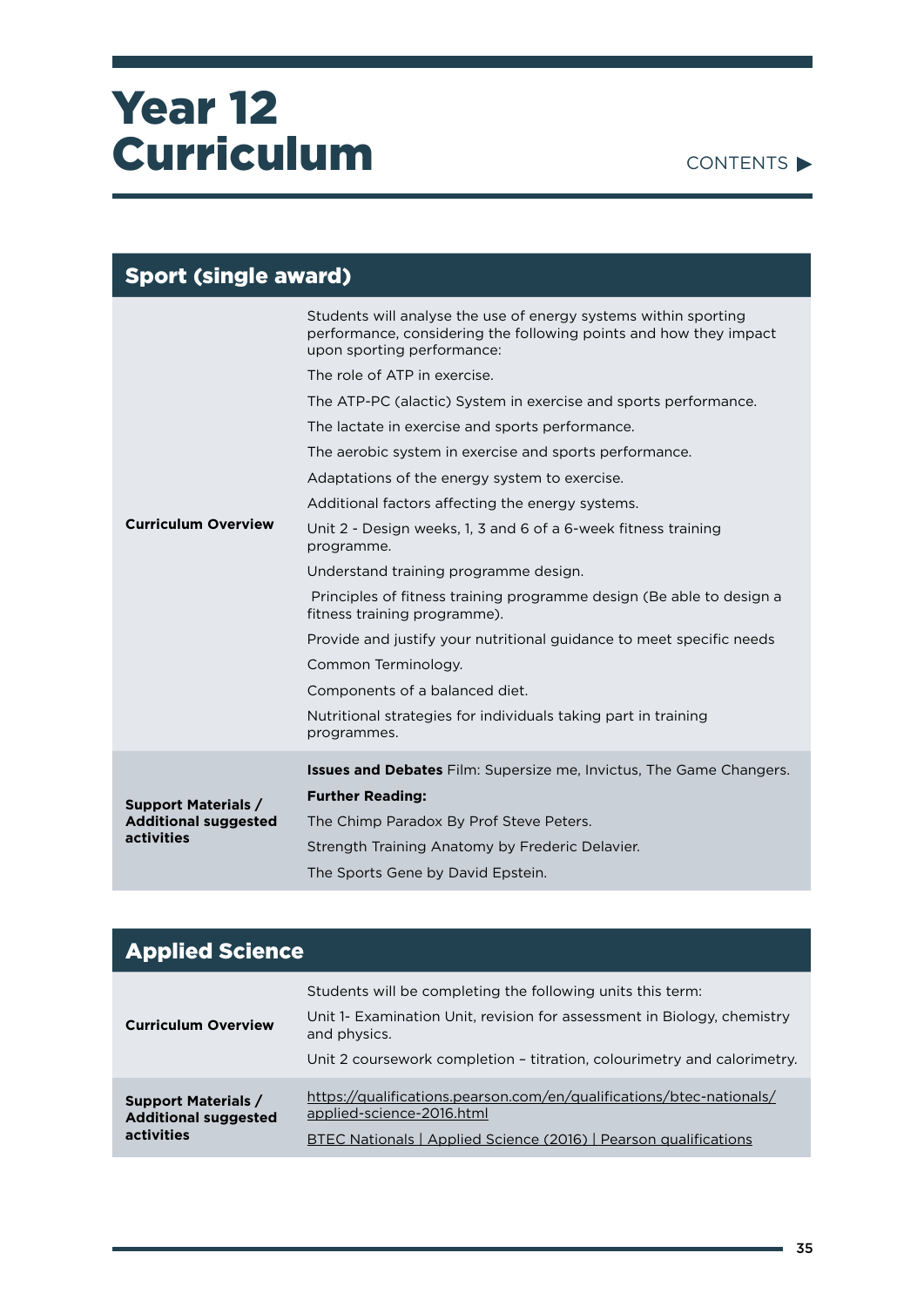# Year 12 Curriculum

CONTENTS ▶

## Sport (single award)

| | |
|---|---|
| **Curriculum Overview** | Students will analyse the use of energy systems within sporting performance, considering the following points and how they impact upon sporting performance:<br><br>The role of ATP in exercise.<br><br>The ATP-PC (alactic) System in exercise and sports performance.<br><br>The lactate in exercise and sports performance.<br><br>The aerobic system in exercise and sports performance.<br><br>Adaptations of the energy system to exercise.<br><br>Additional factors affecting the energy systems.<br><br>Unit 2 - Design weeks, 1, 3 and 6 of a 6-week fitness training programme.<br><br>Understand training programme design.<br><br>Principles of fitness training programme design (Be able to design a fitness training programme).<br><br>Provide and justify your nutritional guidance to meet specific needs<br><br>Common Terminology.<br><br>Components of a balanced diet.<br><br>Nutritional strategies for individuals taking part in training programmes. |
| **Support Materials / Additional suggested activities** | **Issues and Debates** Film: Supersize me, Invictus, The Game Changers.<br><br>**Further Reading:**<br><br>The Chimp Paradox By Prof Steve Peters.<br><br>Strength Training Anatomy by Frederic Delavier.<br><br>The Sports Gene by David Epstein. |

## Applied Science

| | |
|---|---|
| **Curriculum Overview** | Students will be completing the following units this term:<br><br>Unit 1- Examination Unit, revision for assessment in Biology, chemistry and physics.<br><br>Unit 2 coursework completion – titration, colourimetry and calorimetry. |
| **Support Materials / Additional suggested activities** | https://qualifications.pearson.com/en/qualifications/btec-nationals/applied-science-2016.html<br><br>BTEC Nationals \| Applied Science (2016) \| Pearson qualifications |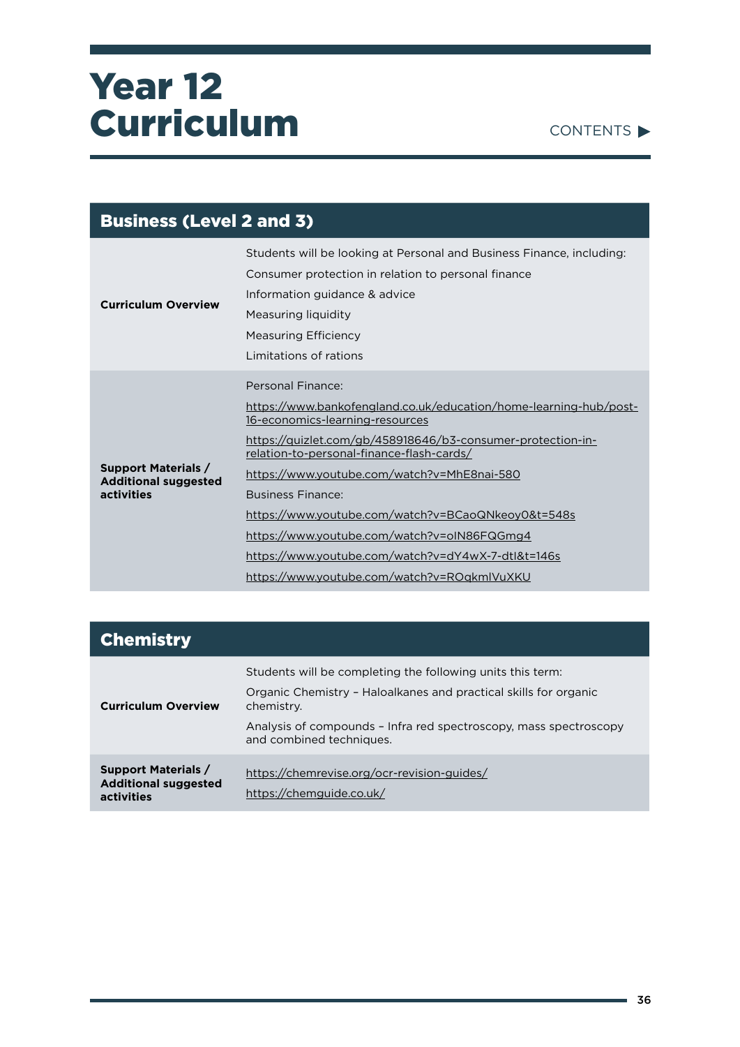# Year 12 Curriculum

CONTENTS ▶

| Business (Level 2 and 3) | |
|---|---|
| **Curriculum Overview** | Students will be looking at Personal and Business Finance, including:<br>Consumer protection in relation to personal finance<br>Information guidance & advice<br>Measuring liquidity<br>Measuring Efficiency<br>Limitations of rations |
| **Support Materials / Additional suggested activities** | Personal Finance:<br>https://www.bankofengland.co.uk/education/home-learning-hub/post-16-economics-learning-resources<br>https://quizlet.com/gb/458918646/b3-consumer-protection-in-relation-to-personal-finance-flash-cards/<br>https://www.youtube.com/watch?v=MhE8nai-580<br>Business Finance:<br>https://www.youtube.com/watch?v=BCaoQNkeoy0&t=548s<br>https://www.youtube.com/watch?v=oIN86FQGmg4<br>https://www.youtube.com/watch?v=dY4wX-7-dtI&t=146s<br>https://www.youtube.com/watch?v=ROqkmlVuXKU |

| Chemistry | |
|---|---|
| **Curriculum Overview** | Students will be completing the following units this term:<br>Organic Chemistry – Haloalkanes and practical skills for organic chemistry.<br>Analysis of compounds – Infra red spectroscopy, mass spectroscopy and combined techniques. |
| **Support Materials / Additional suggested activities** | https://chemrevise.org/ocr-revision-guides/<br>https://chemguide.co.uk/ |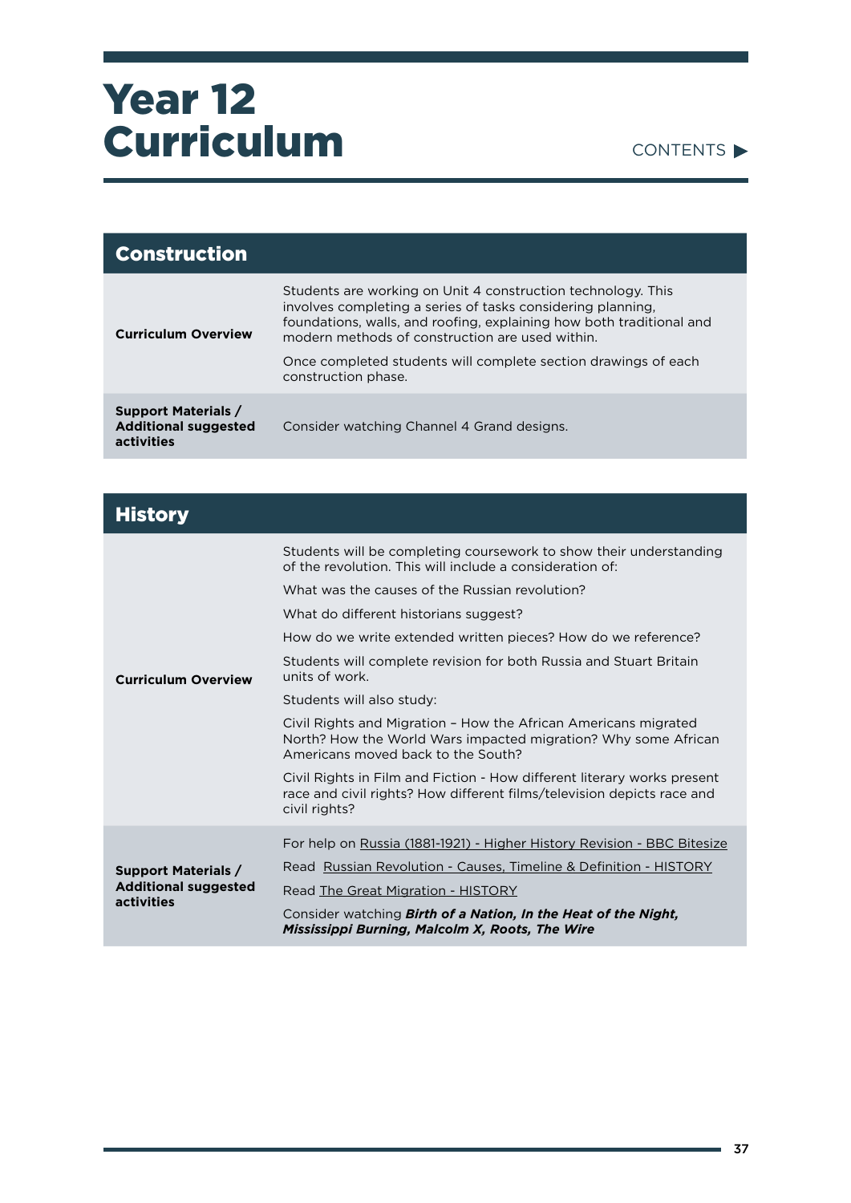# Year 12 Curriculum

CONTENTS ▶

## Construction

| | |
|---|---|
| **Curriculum Overview** | Students are working on Unit 4 construction technology. This involves completing a series of tasks considering planning, foundations, walls, and roofing, explaining how both traditional and modern methods of construction are used within.<br><br>Once completed students will complete section drawings of each construction phase. |
| **Support Materials / Additional suggested activities** | Consider watching Channel 4 Grand designs. |

## History

| | |
|---|---|
| **Curriculum Overview** | Students will be completing coursework to show their understanding of the revolution. This will include a consideration of:<br><br>What was the causes of the Russian revolution?<br><br>What do different historians suggest?<br><br>How do we write extended written pieces? How do we reference?<br><br>Students will complete revision for both Russia and Stuart Britain units of work.<br><br>Students will also study:<br><br>Civil Rights and Migration – How the African Americans migrated North? How the World Wars impacted migration? Why some African Americans moved back to the South?<br><br>Civil Rights in Film and Fiction - How different literary works present race and civil rights? How different films/television depicts race and civil rights? |
| **Support Materials / Additional suggested activities** | For help on Russia (1881-1921) - Higher History Revision - BBC Bitesize<br><br>Read Russian Revolution - Causes, Timeline & Definition - HISTORY<br><br>Read The Great Migration - HISTORY<br><br>Consider watching ***Birth of a Nation, In the Heat of the Night, Mississippi Burning, Malcolm X, Roots, The Wire*** |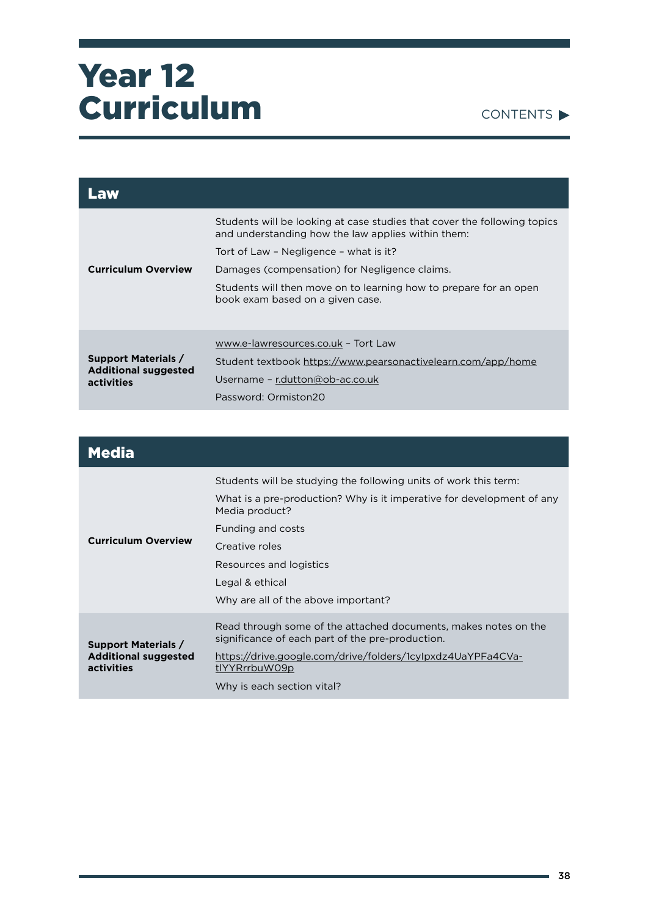# Year 12 Curriculum

CONTENTS ▶

| Law | |
|---|---|
| **Curriculum Overview** | Students will be looking at case studies that cover the following topics and understanding how the law applies within them:<br>Tort of Law – Negligence – what is it?<br>Damages (compensation) for Negligence claims.<br>Students will then move on to learning how to prepare for an open book exam based on a given case. |
| **Support Materials / Additional suggested activities** | www.e-lawresources.co.uk – Tort Law<br>Student textbook https://www.pearsonactivelearn.com/app/home<br>Username – r.dutton@ob-ac.co.uk<br>Password: Ormiston20 |

| Media | |
|---|---|
| **Curriculum Overview** | Students will be studying the following units of work this term:<br>What is a pre-production? Why is it imperative for development of any Media product?<br>Funding and costs<br>Creative roles<br>Resources and logistics<br>Legal & ethical<br>Why are all of the above important? |
| **Support Materials / Additional suggested activities** | Read through some of the attached documents, makes notes on the significance of each part of the pre-production.<br>https://drive.google.com/drive/folders/1cyIpxdz4UaYPFa4CVa-tlYYRrrbuW09p<br>Why is each section vital? |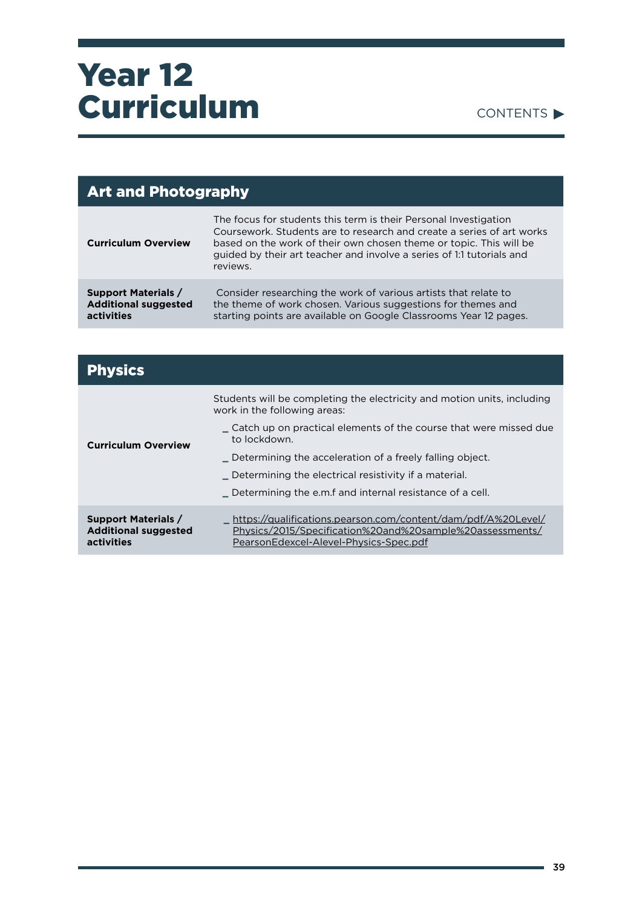# Year 12 Curriculum

CONTENTS ▶

## Art and Photography

| | |
|---|---|
| **Curriculum Overview** | The focus for students this term is their Personal Investigation Coursework. Students are to research and create a series of art works based on the work of their own chosen theme or topic. This will be guided by their art teacher and involve a series of 1:1 tutorials and reviews. |
| **Support Materials / Additional suggested activities** | Consider researching the work of various artists that relate to the theme of work chosen. Various suggestions for themes and starting points are available on Google Classrooms Year 12 pages. |

## Physics

| | |
|---|---|
| **Curriculum Overview** | Students will be completing the electricity and motion units, including work in the following areas:<br>_ Catch up on practical elements of the course that were missed due to lockdown.<br>_ Determining the acceleration of a freely falling object.<br>_ Determining the electrical resistivity if a material.<br>_ Determining the e.m.f and internal resistance of a cell. |
| **Support Materials / Additional suggested activities** | _ https://qualifications.pearson.com/content/dam/pdf/A%20Level/Physics/2015/Specification%20and%20sample%20assessments/PearsonEdexcel-Alevel-Physics-Spec.pdf |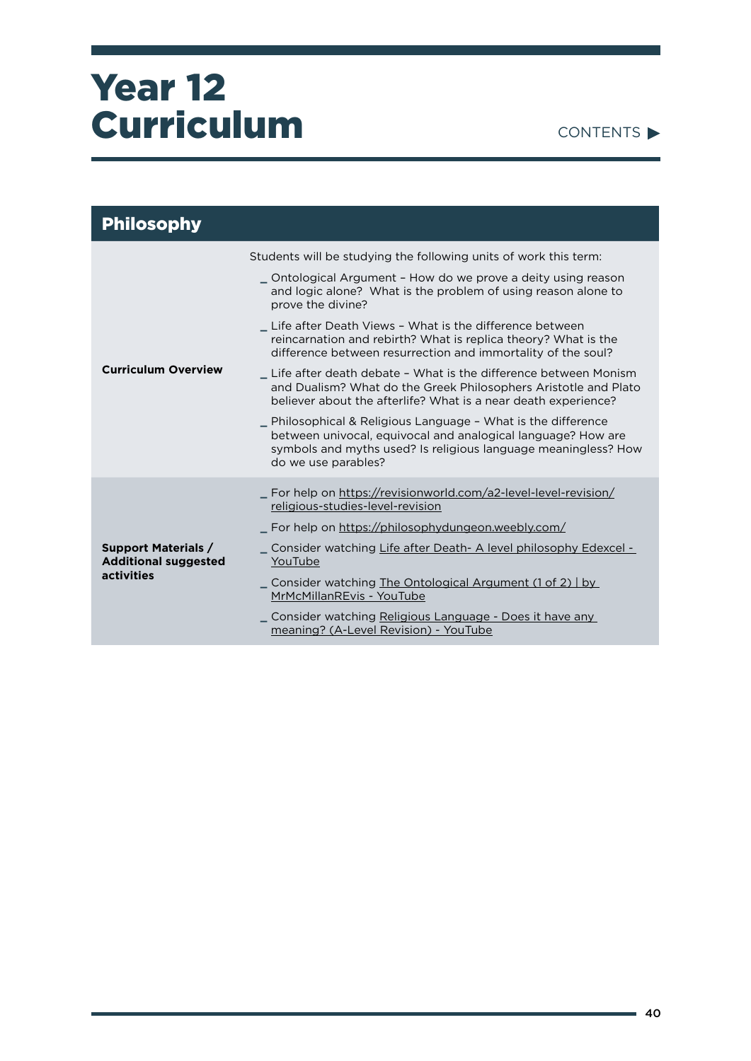# Year 12 Curriculum

CONTENTS ▶

## Philosophy

| | |
|---|---|
| **Curriculum Overview** | Students will be studying the following units of work this term:<br>_ Ontological Argument – How do we prove a deity using reason and logic alone? What is the problem of using reason alone to prove the divine?<br>_ Life after Death Views – What is the difference between reincarnation and rebirth? What is replica theory? What is the difference between resurrection and immortality of the soul?<br>_ Life after death debate – What is the difference between Monism and Dualism? What do the Greek Philosophers Aristotle and Plato believer about the afterlife? What is a near death experience?<br>_ Philosophical & Religious Language – What is the difference between univocal, equivocal and analogical language? How are symbols and myths used? Is religious language meaningless? How do we use parables? |
| **Support Materials / Additional suggested activities** | _ For help on https://revisionworld.com/a2-level-level-revision/religious-studies-level-revision<br>_ For help on https://philosophydungeon.weebly.com/<br>_ Consider watching Life after Death- A level philosophy Edexcel - YouTube<br>_ Consider watching The Ontological Argument (1 of 2) \| by MrMcMillanREvis - YouTube<br>_ Consider watching Religious Language - Does it have any meaning? (A-Level Revision) - YouTube |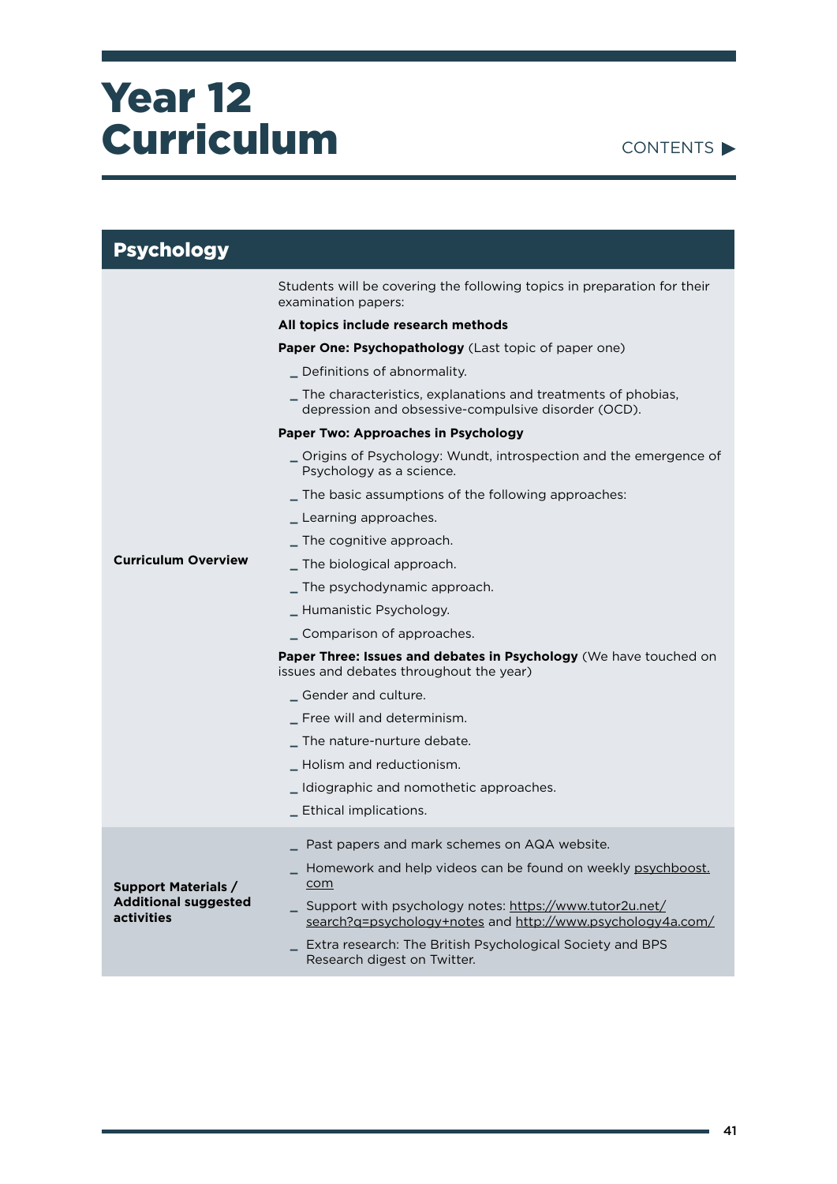# Year 12 Curriculum

CONTENTS ▶

## Psychology

| | |
|---|---|
| **Curriculum Overview** | Students will be covering the following topics in preparation for their examination papers:<br>**All topics include research methods**<br>**Paper One: Psychopathology** (Last topic of paper one)<br>_ Definitions of abnormality.<br>_ The characteristics, explanations and treatments of phobias, depression and obsessive-compulsive disorder (OCD).<br>**Paper Two: Approaches in Psychology**<br>_ Origins of Psychology: Wundt, introspection and the emergence of Psychology as a science.<br>_ The basic assumptions of the following approaches:<br>_ Learning approaches.<br>_ The cognitive approach.<br>_ The biological approach.<br>_ The psychodynamic approach.<br>_ Humanistic Psychology.<br>_ Comparison of approaches.<br>**Paper Three: Issues and debates in Psychology** (We have touched on issues and debates throughout the year)<br>_ Gender and culture.<br>_ Free will and determinism.<br>_ The nature-nurture debate.<br>_ Holism and reductionism.<br>_ Idiographic and nomothetic approaches.<br>_ Ethical implications. |
| **Support Materials / Additional suggested activities** | _ Past papers and mark schemes on AQA website.<br>_ Homework and help videos can be found on weekly psychboost.com<br>_ Support with psychology notes: https://www.tutor2u.net/search?q=psychology+notes and http://www.psychology4a.com/<br>_ Extra research: The British Psychological Society and BPS Research digest on Twitter. |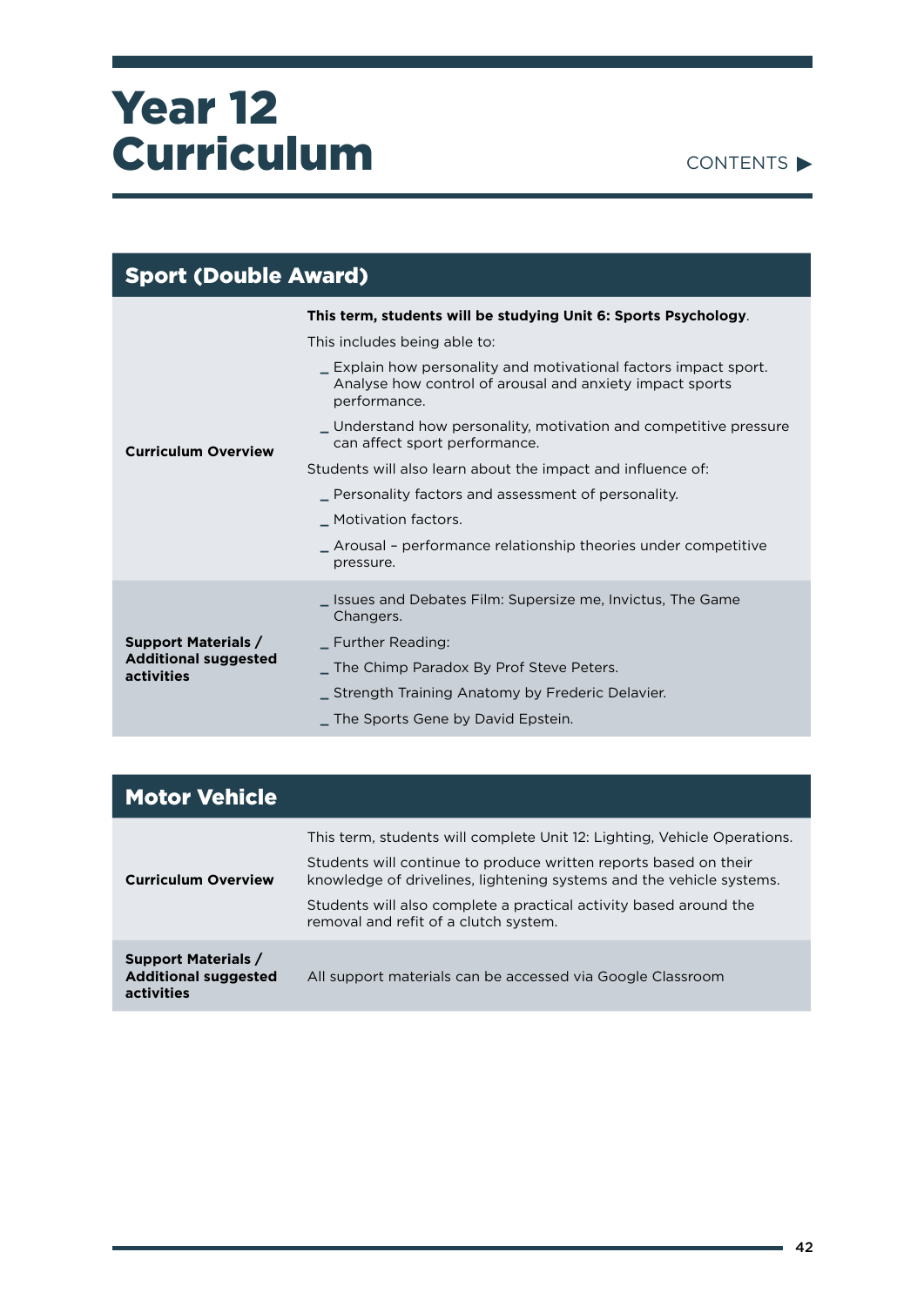# Year 12 Curriculum

CONTENTS ▶

## Sport (Double Award)

| | |
|---|---|
| **Curriculum Overview** | **This term, students will be studying Unit 6: Sports Psychology**.<br>This includes being able to:<br>_ Explain how personality and motivational factors impact sport. Analyse how control of arousal and anxiety impact sports performance.<br>_ Understand how personality, motivation and competitive pressure can affect sport performance.<br>Students will also learn about the impact and influence of:<br>_ Personality factors and assessment of personality.<br>_ Motivation factors.<br>_ Arousal – performance relationship theories under competitive pressure. |
| **Support Materials / Additional suggested activities** | _ Issues and Debates Film: Supersize me, Invictus, The Game Changers.<br>_ Further Reading:<br>_ The Chimp Paradox By Prof Steve Peters.<br>_ Strength Training Anatomy by Frederic Delavier.<br>_ The Sports Gene by David Epstein. |

## Motor Vehicle

| | |
|---|---|
| **Curriculum Overview** | This term, students will complete Unit 12: Lighting, Vehicle Operations.<br>Students will continue to produce written reports based on their knowledge of drivelines, lightening systems and the vehicle systems.<br>Students will also complete a practical activity based around the removal and refit of a clutch system. |
| **Support Materials / Additional suggested activities** | All support materials can be accessed via Google Classroom |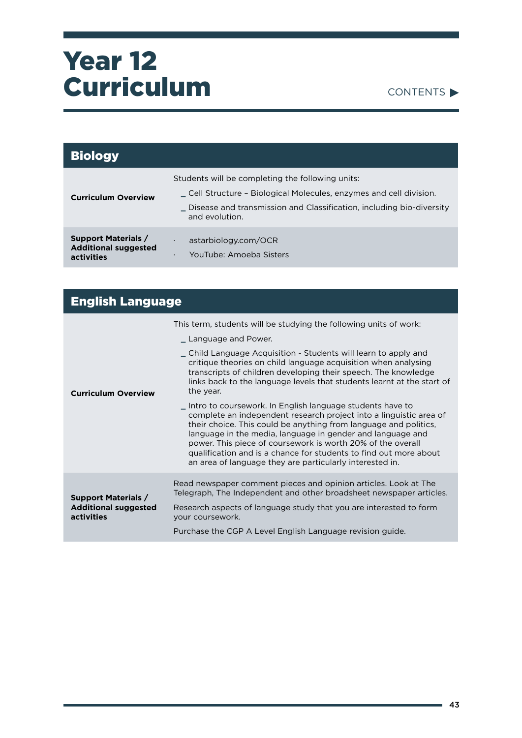# Year 12 Curriculum

CONTENTS ▶

## Biology

| | |
|---|---|
| **Curriculum Overview** | Students will be completing the following units:<br>_ Cell Structure – Biological Molecules, enzymes and cell division.<br>_ Disease and transmission and Classification, including bio-diversity and evolution. |
| **Support Materials / Additional suggested activities** | · astarbiology.com/OCR<br>· YouTube: Amoeba Sisters |

## English Language

| | |
|---|---|
| **Curriculum Overview** | This term, students will be studying the following units of work:<br>_ Language and Power.<br>_ Child Language Acquisition - Students will learn to apply and critique theories on child language acquisition when analysing transcripts of children developing their speech. The knowledge links back to the language levels that students learnt at the start of the year.<br>_ Intro to coursework. In English language students have to complete an independent research project into a linguistic area of their choice. This could be anything from language and politics, language in the media, language in gender and language and power. This piece of coursework is worth 20% of the overall qualification and is a chance for students to find out more about an area of language they are particularly interested in. |
| **Support Materials / Additional suggested activities** | Read newspaper comment pieces and opinion articles. Look at The Telegraph, The Independent and other broadsheet newspaper articles.<br>Research aspects of language study that you are interested to form your coursework.<br>Purchase the CGP A Level English Language revision guide. |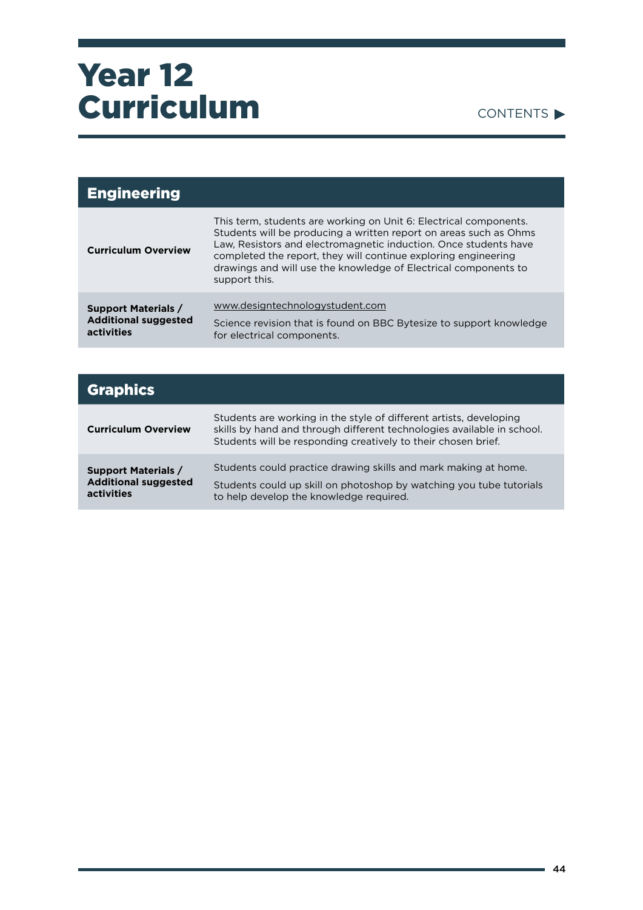# Year 12 Curriculum

CONTENTS ▶

## Engineering

| | |
|---|---|
| **Curriculum Overview** | This term, students are working on Unit 6: Electrical components. Students will be producing a written report on areas such as Ohms Law, Resistors and electromagnetic induction. Once students have completed the report, they will continue exploring engineering drawings and will use the knowledge of Electrical components to support this. |
| **Support Materials / Additional suggested activities** | www.designtechnologystudent.com<br><br>Science revision that is found on BBC Bytesize to support knowledge for electrical components. |

## Graphics

| | |
|---|---|
| **Curriculum Overview** | Students are working in the style of different artists, developing skills by hand and through different technologies available in school. Students will be responding creatively to their chosen brief. |
| **Support Materials / Additional suggested activities** | Students could practice drawing skills and mark making at home.<br><br>Students could up skill on photoshop by watching you tube tutorials to help develop the knowledge required. |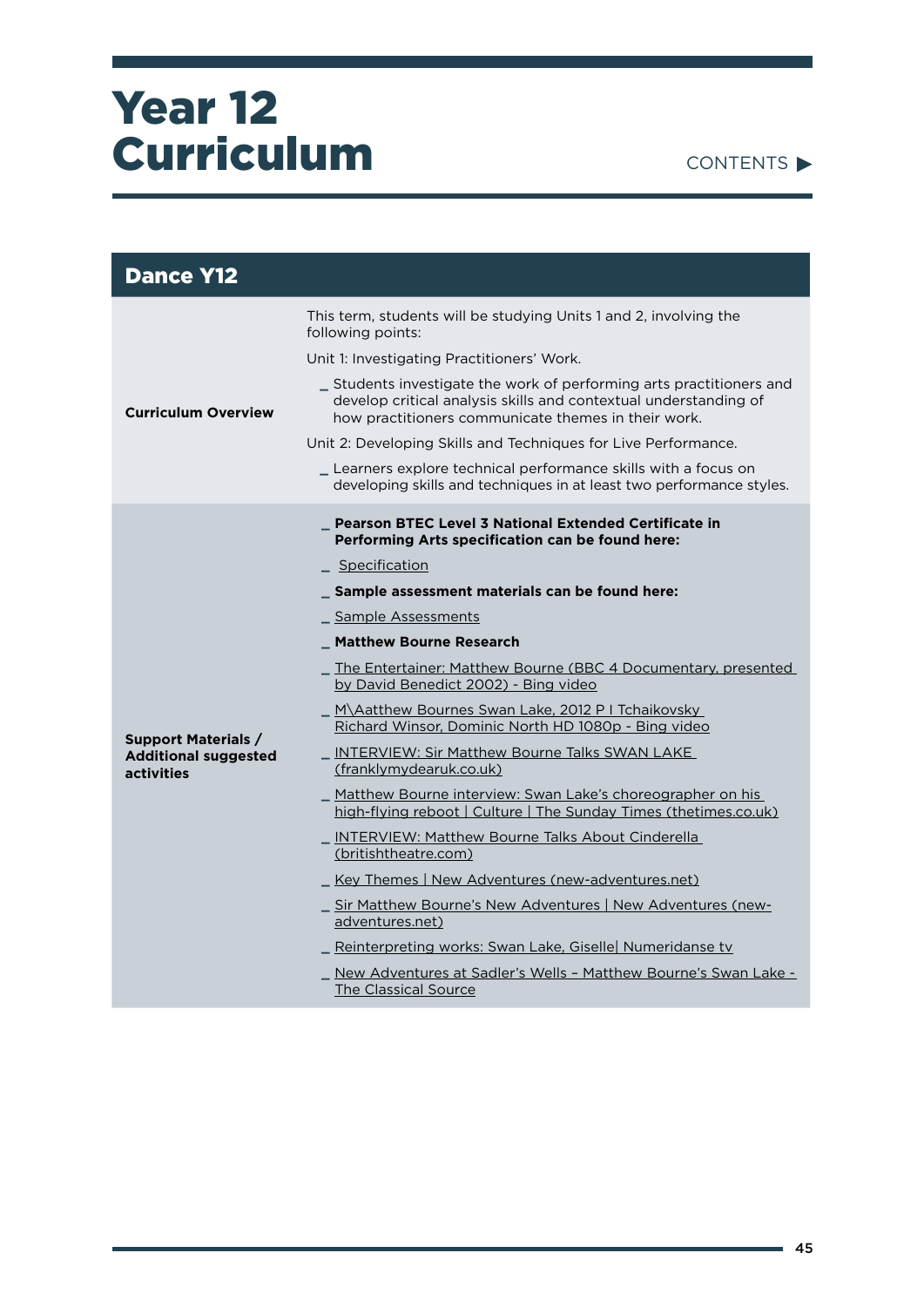# Year 12 Curriculum

CONTENTS ▶

| Dance Y12 | |
|---|---|
| **Curriculum Overview** | This term, students will be studying Units 1 and 2, involving the following points:<br><br>Unit 1: Investigating Practitioners' Work.<br><br>_ Students investigate the work of performing arts practitioners and develop critical analysis skills and contextual understanding of how practitioners communicate themes in their work.<br><br>Unit 2: Developing Skills and Techniques for Live Performance.<br><br>_ Learners explore technical performance skills with a focus on developing skills and techniques in at least two performance styles. |
| **Support Materials / Additional suggested activities** | _ **Pearson BTEC Level 3 National Extended Certificate in Performing Arts specification can be found here:**<br><br>_ Specification<br><br>_ **Sample assessment materials can be found here:**<br><br>_ Sample Assessments<br><br>_ **Matthew Bourne Research**<br><br>_ The Entertainer: Matthew Bourne (BBC 4 Documentary, presented by David Benedict 2002) - Bing video<br><br>_ M\Aatthew Bournes Swan Lake, 2012 P I Tchaikovsky Richard Winsor, Dominic North HD 1080p - Bing video<br><br>_ INTERVIEW: Sir Matthew Bourne Talks SWAN LAKE (franklymydearuk.co.uk)<br><br>_ Matthew Bourne interview: Swan Lake's choreographer on his high-flying reboot \| Culture \| The Sunday Times (thetimes.co.uk)<br><br>_ INTERVIEW: Matthew Bourne Talks About Cinderella (britishtheatre.com)<br><br>_ Key Themes \| New Adventures (new-adventures.net)<br><br>_ Sir Matthew Bourne's New Adventures \| New Adventures (new-adventures.net)<br><br>_ Reinterpreting works: Swan Lake, Giselle\| Numeridanse tv<br><br>_ New Adventures at Sadler's Wells – Matthew Bourne's Swan Lake - The Classical Source |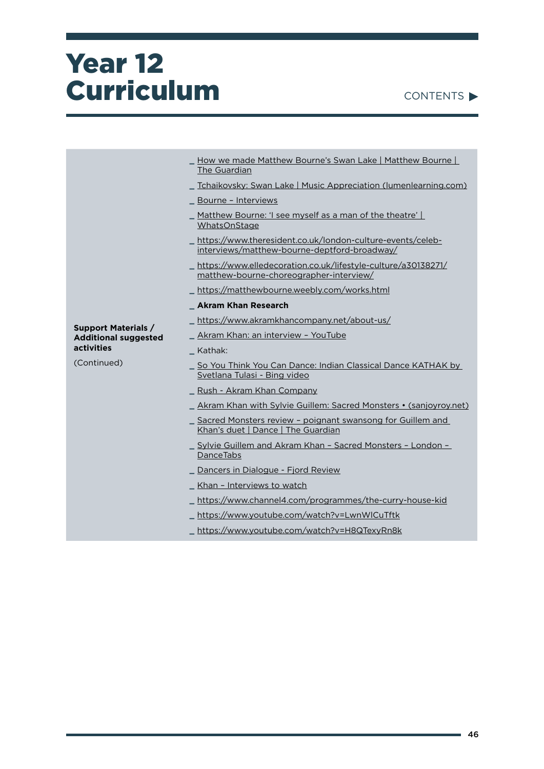# Year 12 Curriculum

| **Support Materials / Additional suggested activities** (Continued) | _ How we made Matthew Bourne's Swan Lake \| Matthew Bourne \| The Guardian<br>_ Tchaikovsky: Swan Lake \| Music Appreciation (lumenlearning.com)<br>_ Bourne – Interviews<br>_ Matthew Bourne: 'I see myself as a man of the theatre' \| WhatsOnStage<br>_ https://www.theresident.co.uk/london-culture-events/celeb-interviews/matthew-bourne-deptford-broadway/<br>_ https://www.elledecoration.co.uk/lifestyle-culture/a30138271/matthew-bourne-choreographer-interview/<br>_ https://matthewbourne.weebly.com/works.html<br>_ **Akram Khan Research**<br>_ https://www.akramkhancompany.net/about-us/<br>_ Akram Khan: an interview – YouTube<br>_ Kathak:<br>_ So You Think You Can Dance: Indian Classical Dance KATHAK by Svetlana Tulasi - Bing video<br>_ Rush - Akram Khan Company<br>_ Akram Khan with Sylvie Guillem: Sacred Monsters • (sanjoyroy.net)<br>_ Sacred Monsters review – poignant swansong for Guillem and Khan's duet \| Dance \| The Guardian<br>_ Sylvie Guillem and Akram Khan – Sacred Monsters – London – DanceTabs<br>_ Dancers in Dialogue - Fjord Review<br>_ Khan – Interviews to watch<br>_ https://www.channel4.com/programmes/the-curry-house-kid<br>_ https://www.youtube.com/watch?v=LwnWICuTftk<br>_ https://www.youtube.com/watch?v=H8QTexyRn8k |
|---|---|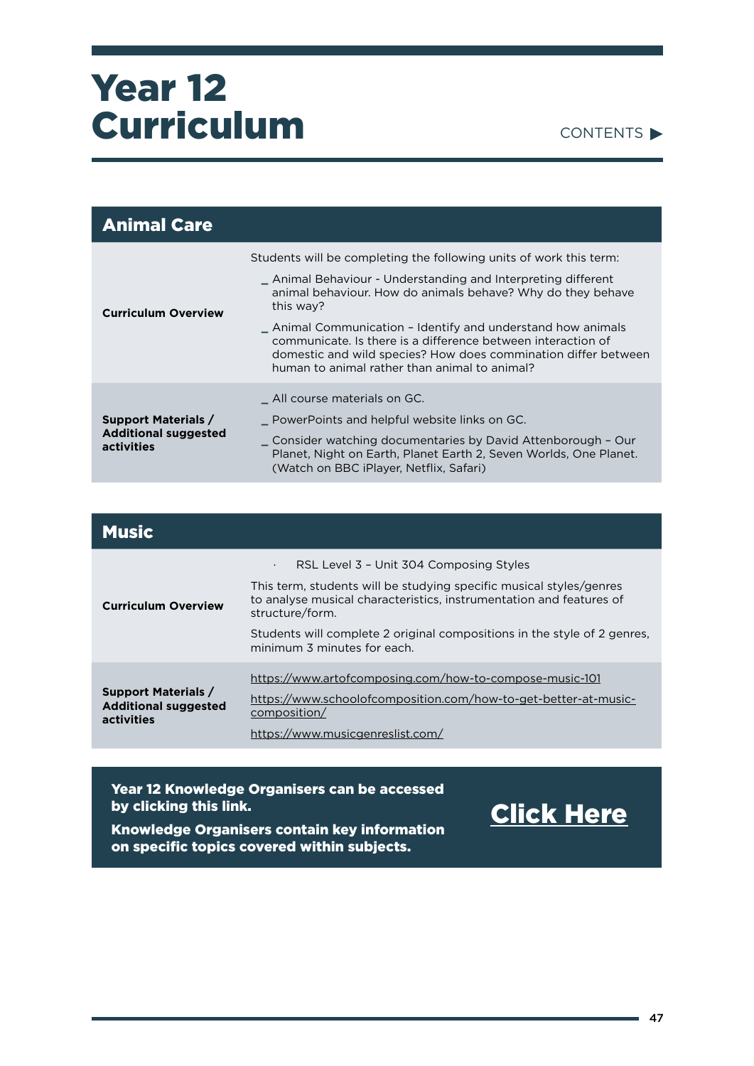# Year 12 Curriculum

CONTENTS ▶

| Animal Care | |
|---|---|
| **Curriculum Overview** | Students will be completing the following units of work this term:<br>_ Animal Behaviour - Understanding and Interpreting different animal behaviour. How do animals behave? Why do they behave this way?<br>_ Animal Communication – Identify and understand how animals communicate. Is there is a difference between interaction of domestic and wild species? How does commination differ between human to animal rather than animal to animal? |
| **Support Materials / Additional suggested activities** | _ All course materials on GC.<br>_ PowerPoints and helpful website links on GC.<br>_ Consider watching documentaries by David Attenborough – Our Planet, Night on Earth, Planet Earth 2, Seven Worlds, One Planet. (Watch on BBC iPlayer, Netflix, Safari) |

| Music | |
|---|---|
| **Curriculum Overview** | · RSL Level 3 – Unit 304 Composing Styles<br>This term, students will be studying specific musical styles/genres to analyse musical characteristics, instrumentation and features of structure/form.<br>Students will complete 2 original compositions in the style of 2 genres, minimum 3 minutes for each. |
| **Support Materials / Additional suggested activities** | https://www.artofcomposing.com/how-to-compose-music-101<br>https://www.schoolofcomposition.com/how-to-get-better-at-music-composition/<br>https://www.musicgenreslist.com/ |

**Year 12 Knowledge Organisers can be accessed by clicking this link.**

**Knowledge Organisers contain key information on specific topics covered within subjects.**

**Click Here**